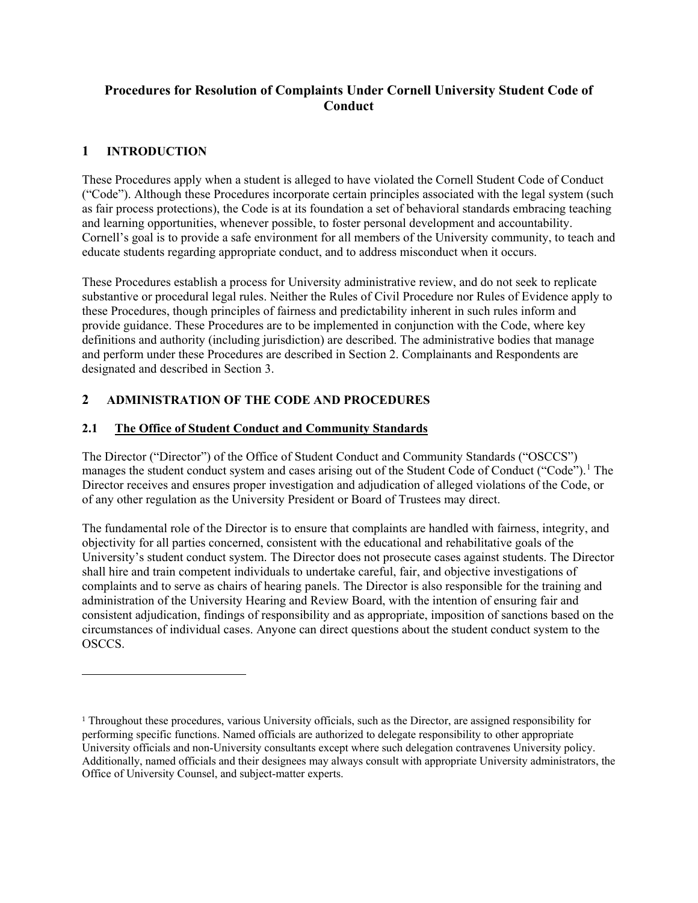# Procedures for Resolution of Complaints Under Cornell University Student Code of Conduct

## 1 INTRODUCTION

These Procedures apply when a student is alleged to have violated the Cornell Student Code of Conduct ("Code"). Although these Procedures incorporate certain principles associated with the legal system (such as fair process protections), the Code is at its foundation a set of behavioral standards embracing teaching and learning opportunities, whenever possible, to foster personal development and accountability. Cornell's goal is to provide a safe environment for all members of the University community, to teach and educate students regarding appropriate conduct, and to address misconduct when it occurs.

These Procedures establish a process for University administrative review, and do not seek to replicate substantive or procedural legal rules. Neither the Rules of Civil Procedure nor Rules of Evidence apply to these Procedures, though principles of fairness and predictability inherent in such rules inform and provide guidance. These Procedures are to be implemented in conjunction with the Code, where key definitions and authority (including jurisdiction) are described. The administrative bodies that manage and perform under these Procedures are described in Section 2. Complainants and Respondents are designated and described in Section 3.

## 2 ADMINISTRATION OF THE CODE AND PROCEDURES

### 2.1 The Office of Student Conduct and Community Standards

The Director ("Director") of the Office of Student Conduct and Community Standards ("OSCCS") manages the student conduct system and cases arising out of the Student Code of Conduct ("Code").[1] The Director receives and ensures proper investigation and adjudication of alleged violations of the Code, or of any other regulation as the University President or Board of Trustees may direct.

The fundamental role of the Director is to ensure that complaints are handled with fairness, integrity, and objectivity for all parties concerned, consistent with the educational and rehabilitative goals of the University's student conduct system. The Director does not prosecute cases against students. The Director shall hire and train competent individuals to undertake careful, fair, and objective investigations of complaints and to serve as chairs of hearing panels. The Director is also responsible for the training and administration of the University Hearing and Review Board, with the intention of ensuring fair and consistent adjudication, findings of responsibility and as appropriate, imposition of sanctions based on the circumstances of individual cases. Anyone can direct questions about the student conduct system to the OSCCS.

---

[1] Throughout these procedures, various University officials, such as the Director, are assigned responsibility for performing specific functions. Named officials are authorized to delegate responsibility to other appropriate University officials and non-University consultants except where such delegation contravenes University policy. Additionally, named officials and their designees may always consult with appropriate University administrators, the Office of University Counsel, and subject-matter experts.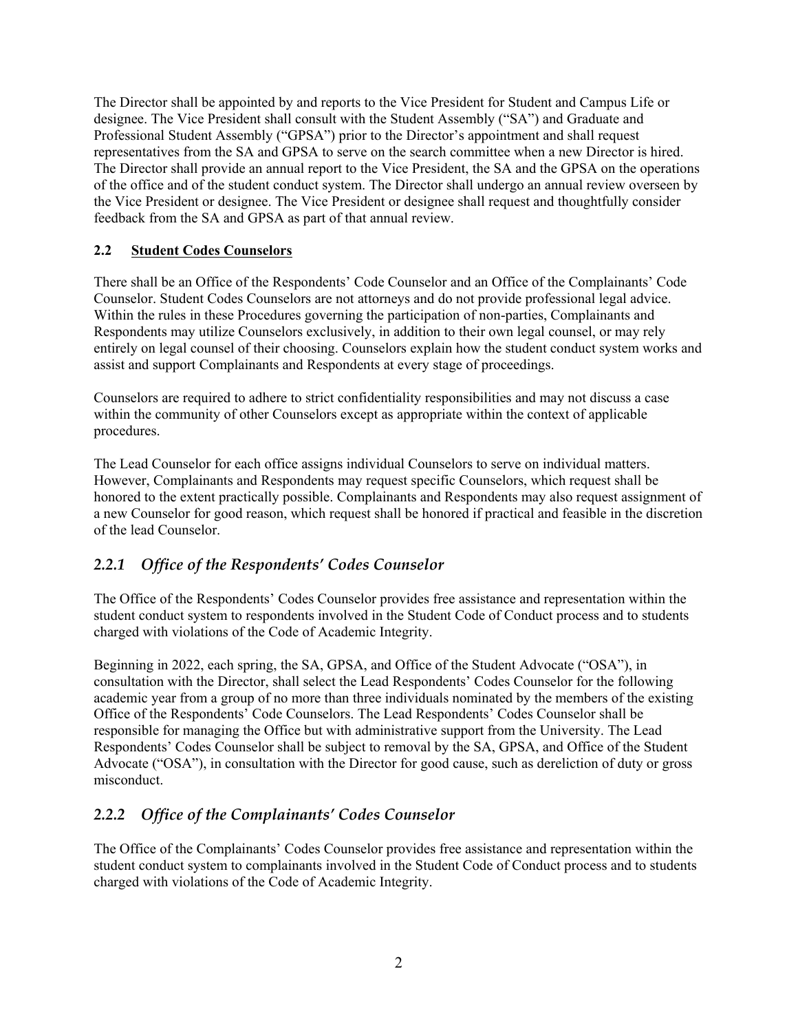The Director shall be appointed by and reports to the Vice President for Student and Campus Life or designee. The Vice President shall consult with the Student Assembly ("SA") and Graduate and Professional Student Assembly ("GPSA") prior to the Director's appointment and shall request representatives from the SA and GPSA to serve on the search committee when a new Director is hired. The Director shall provide an annual report to the Vice President, the SA and the GPSA on the operations of the office and of the student conduct system. The Director shall undergo an annual review overseen by the Vice President or designee. The Vice President or designee shall request and thoughtfully consider feedback from the SA and GPSA as part of that annual review.

### 2.2 Student Codes Counselors

There shall be an Office of the Respondents' Code Counselor and an Office of the Complainants' Code Counselor. Student Codes Counselors are not attorneys and do not provide professional legal advice. Within the rules in these Procedures governing the participation of non-parties, Complainants and Respondents may utilize Counselors exclusively, in addition to their own legal counsel, or may rely entirely on legal counsel of their choosing. Counselors explain how the student conduct system works and assist and support Complainants and Respondents at every stage of proceedings.

Counselors are required to adhere to strict confidentiality responsibilities and may not discuss a case within the community of other Counselors except as appropriate within the context of applicable procedures.

The Lead Counselor for each office assigns individual Counselors to serve on individual matters. However, Complainants and Respondents may request specific Counselors, which request shall be honored to the extent practically possible. Complainants and Respondents may also request assignment of a new Counselor for good reason, which request shall be honored if practical and feasible in the discretion of the lead Counselor.

#### *2.2.1 Office of the Respondents' Codes Counselor*

The Office of the Respondents' Codes Counselor provides free assistance and representation within the student conduct system to respondents involved in the Student Code of Conduct process and to students charged with violations of the Code of Academic Integrity.

Beginning in 2022, each spring, the SA, GPSA, and Office of the Student Advocate ("OSA"), in consultation with the Director, shall select the Lead Respondents' Codes Counselor for the following academic year from a group of no more than three individuals nominated by the members of the existing Office of the Respondents' Code Counselors. The Lead Respondents' Codes Counselor shall be responsible for managing the Office but with administrative support from the University. The Lead Respondents' Codes Counselor shall be subject to removal by the SA, GPSA, and Office of the Student Advocate ("OSA"), in consultation with the Director for good cause, such as dereliction of duty or gross misconduct.

#### *2.2.2 Office of the Complainants' Codes Counselor*

The Office of the Complainants' Codes Counselor provides free assistance and representation within the student conduct system to complainants involved in the Student Code of Conduct process and to students charged with violations of the Code of Academic Integrity.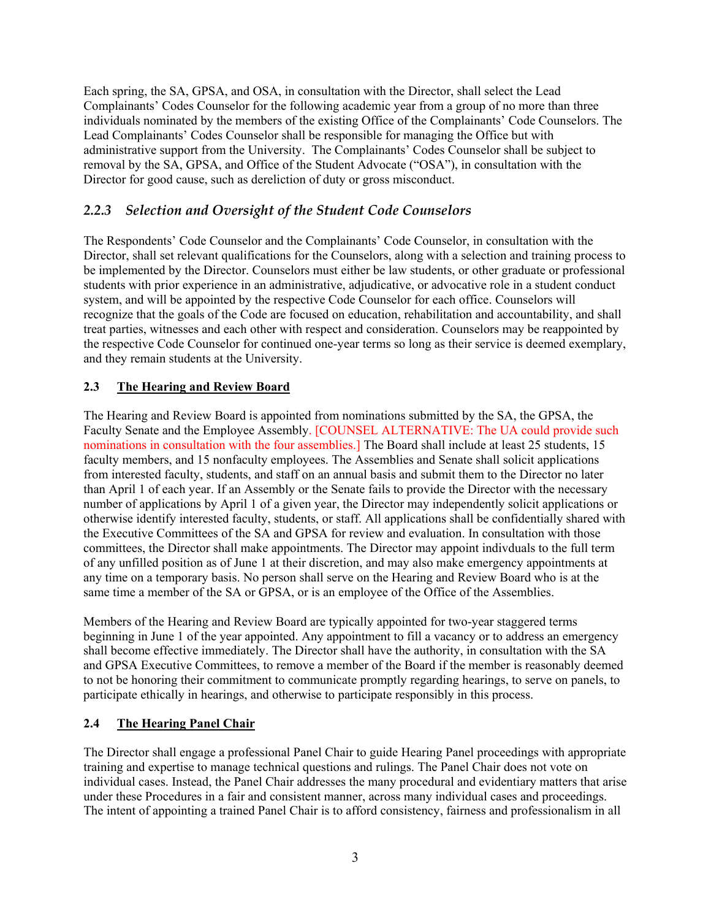Each spring, the SA, GPSA, and OSA, in consultation with the Director, shall select the Lead Complainants' Codes Counselor for the following academic year from a group of no more than three individuals nominated by the members of the existing Office of the Complainants' Code Counselors. The Lead Complainants' Codes Counselor shall be responsible for managing the Office but with administrative support from the University. The Complainants' Codes Counselor shall be subject to removal by the SA, GPSA, and Office of the Student Advocate ("OSA"), in consultation with the Director for good cause, such as dereliction of duty or gross misconduct.

### *2.2.3 Selection and Oversight of the Student Code Counselors*

The Respondents' Code Counselor and the Complainants' Code Counselor, in consultation with the Director, shall set relevant qualifications for the Counselors, along with a selection and training process to be implemented by the Director. Counselors must either be law students, or other graduate or professional students with prior experience in an administrative, adjudicative, or advocative role in a student conduct system, and will be appointed by the respective Code Counselor for each office. Counselors will recognize that the goals of the Code are focused on education, rehabilitation and accountability, and shall treat parties, witnesses and each other with respect and consideration. Counselors may be reappointed by the respective Code Counselor for continued one-year terms so long as their service is deemed exemplary, and they remain students at the University.

## **2.3 The Hearing and Review Board**

The Hearing and Review Board is appointed from nominations submitted by the SA, the GPSA, the Faculty Senate and the Employee Assembly. [COUNSEL ALTERNATIVE: The UA could provide such nominations in consultation with the four assemblies.] The Board shall include at least 25 students, 15 faculty members, and 15 nonfaculty employees. The Assemblies and Senate shall solicit applications from interested faculty, students, and staff on an annual basis and submit them to the Director no later than April 1 of each year. If an Assembly or the Senate fails to provide the Director with the necessary number of applications by April 1 of a given year, the Director may independently solicit applications or otherwise identify interested faculty, students, or staff. All applications shall be confidentially shared with the Executive Committees of the SA and GPSA for review and evaluation. In consultation with those committees, the Director shall make appointments. The Director may appoint indivduals to the full term of any unfilled position as of June 1 at their discretion, and may also make emergency appointments at any time on a temporary basis. No person shall serve on the Hearing and Review Board who is at the same time a member of the SA or GPSA, or is an employee of the Office of the Assemblies.

Members of the Hearing and Review Board are typically appointed for two-year staggered terms beginning in June 1 of the year appointed. Any appointment to fill a vacancy or to address an emergency shall become effective immediately. The Director shall have the authority, in consultation with the SA and GPSA Executive Committees, to remove a member of the Board if the member is reasonably deemed to not be honoring their commitment to communicate promptly regarding hearings, to serve on panels, to participate ethically in hearings, and otherwise to participate responsibly in this process.

## **2.4 The Hearing Panel Chair**

The Director shall engage a professional Panel Chair to guide Hearing Panel proceedings with appropriate training and expertise to manage technical questions and rulings. The Panel Chair does not vote on individual cases. Instead, the Panel Chair addresses the many procedural and evidentiary matters that arise under these Procedures in a fair and consistent manner, across many individual cases and proceedings. The intent of appointing a trained Panel Chair is to afford consistency, fairness and professionalism in all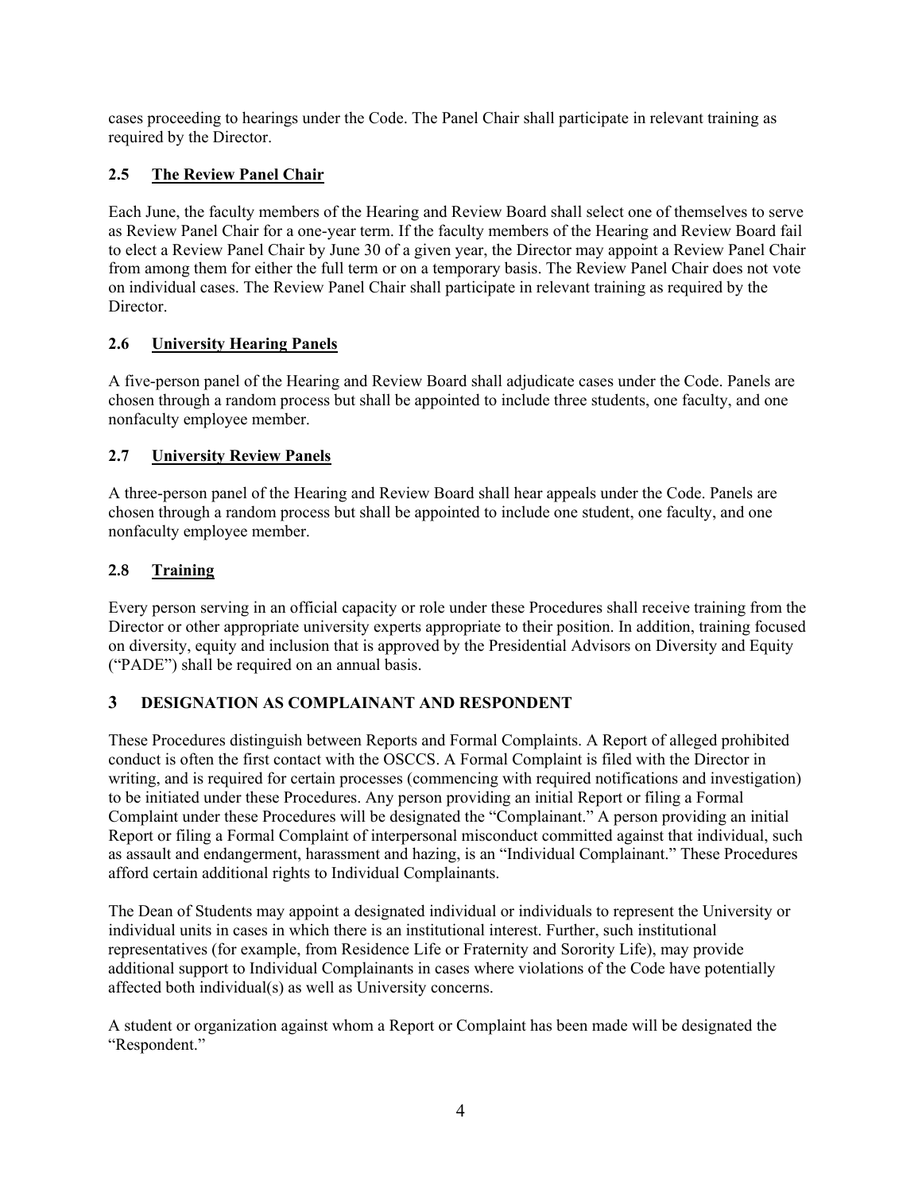cases proceeding to hearings under the Code. The Panel Chair shall participate in relevant training as required by the Director.

### 2.5 The Review Panel Chair

Each June, the faculty members of the Hearing and Review Board shall select one of themselves to serve as Review Panel Chair for a one-year term. If the faculty members of the Hearing and Review Board fail to elect a Review Panel Chair by June 30 of a given year, the Director may appoint a Review Panel Chair from among them for either the full term or on a temporary basis. The Review Panel Chair does not vote on individual cases. The Review Panel Chair shall participate in relevant training as required by the Director.

### 2.6 University Hearing Panels

A five-person panel of the Hearing and Review Board shall adjudicate cases under the Code. Panels are chosen through a random process but shall be appointed to include three students, one faculty, and one nonfaculty employee member.

### 2.7 University Review Panels

A three-person panel of the Hearing and Review Board shall hear appeals under the Code. Panels are chosen through a random process but shall be appointed to include one student, one faculty, and one nonfaculty employee member.

### 2.8 Training

Every person serving in an official capacity or role under these Procedures shall receive training from the Director or other appropriate university experts appropriate to their position. In addition, training focused on diversity, equity and inclusion that is approved by the Presidential Advisors on Diversity and Equity ("PADE") shall be required on an annual basis.

## 3 DESIGNATION AS COMPLAINANT AND RESPONDENT

These Procedures distinguish between Reports and Formal Complaints. A Report of alleged prohibited conduct is often the first contact with the OSCCS. A Formal Complaint is filed with the Director in writing, and is required for certain processes (commencing with required notifications and investigation) to be initiated under these Procedures. Any person providing an initial Report or filing a Formal Complaint under these Procedures will be designated the "Complainant." A person providing an initial Report or filing a Formal Complaint of interpersonal misconduct committed against that individual, such as assault and endangerment, harassment and hazing, is an "Individual Complainant." These Procedures afford certain additional rights to Individual Complainants.

The Dean of Students may appoint a designated individual or individuals to represent the University or individual units in cases in which there is an institutional interest. Further, such institutional representatives (for example, from Residence Life or Fraternity and Sorority Life), may provide additional support to Individual Complainants in cases where violations of the Code have potentially affected both individual(s) as well as University concerns.

A student or organization against whom a Report or Complaint has been made will be designated the "Respondent."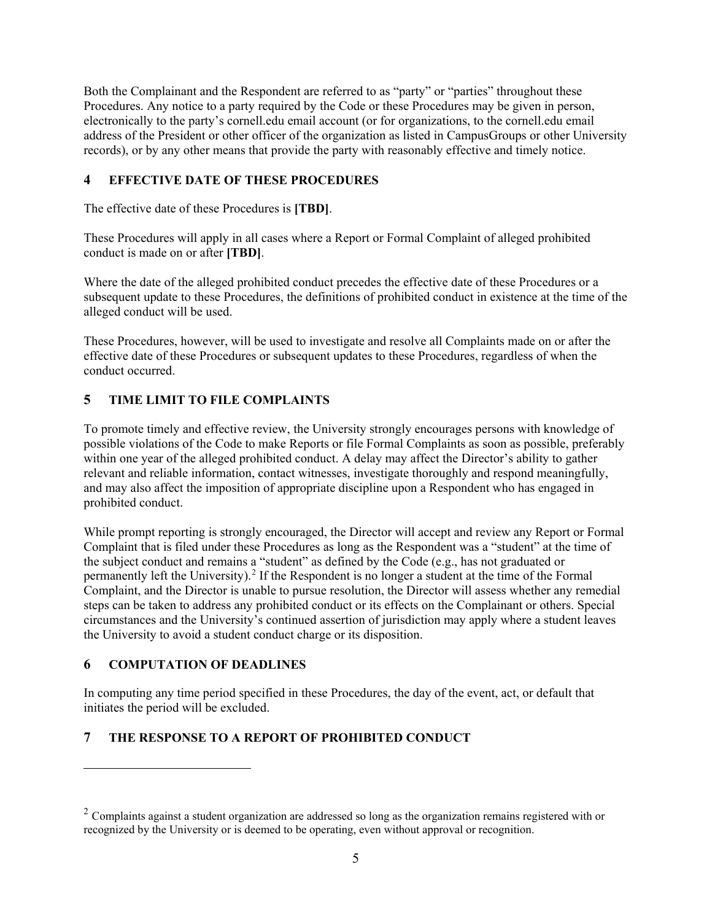Both the Complainant and the Respondent are referred to as "party" or "parties" throughout these Procedures. Any notice to a party required by the Code or these Procedures may be given in person, electronically to the party's cornell.edu email account (or for organizations, to the cornell.edu email address of the President or other officer of the organization as listed in CampusGroups or other University records), or by any other means that provide the party with reasonably effective and timely notice.

## 4 EFFECTIVE DATE OF THESE PROCEDURES

The effective date of these Procedures is **[TBD]**.

These Procedures will apply in all cases where a Report or Formal Complaint of alleged prohibited conduct is made on or after **[TBD]**.

Where the date of the alleged prohibited conduct precedes the effective date of these Procedures or a subsequent update to these Procedures, the definitions of prohibited conduct in existence at the time of the alleged conduct will be used.

These Procedures, however, will be used to investigate and resolve all Complaints made on or after the effective date of these Procedures or subsequent updates to these Procedures, regardless of when the conduct occurred.

## 5 TIME LIMIT TO FILE COMPLAINTS

To promote timely and effective review, the University strongly encourages persons with knowledge of possible violations of the Code to make Reports or file Formal Complaints as soon as possible, preferably within one year of the alleged prohibited conduct. A delay may affect the Director's ability to gather relevant and reliable information, contact witnesses, investigate thoroughly and respond meaningfully, and may also affect the imposition of appropriate discipline upon a Respondent who has engaged in prohibited conduct.

While prompt reporting is strongly encouraged, the Director will accept and review any Report or Formal Complaint that is filed under these Procedures as long as the Respondent was a "student" at the time of the subject conduct and remains a "student" as defined by the Code (e.g., has not graduated or permanently left the University).[2] If the Respondent is no longer a student at the time of the Formal Complaint, and the Director is unable to pursue resolution, the Director will assess whether any remedial steps can be taken to address any prohibited conduct or its effects on the Complainant or others. Special circumstances and the University's continued assertion of jurisdiction may apply where a student leaves the University to avoid a student conduct charge or its disposition.

## 6 COMPUTATION OF DEADLINES

In computing any time period specified in these Procedures, the day of the event, act, or default that initiates the period will be excluded.

## 7 THE RESPONSE TO A REPORT OF PROHIBITED CONDUCT

---

[2] Complaints against a student organization are addressed so long as the organization remains registered with or recognized by the University or is deemed to be operating, even without approval or recognition.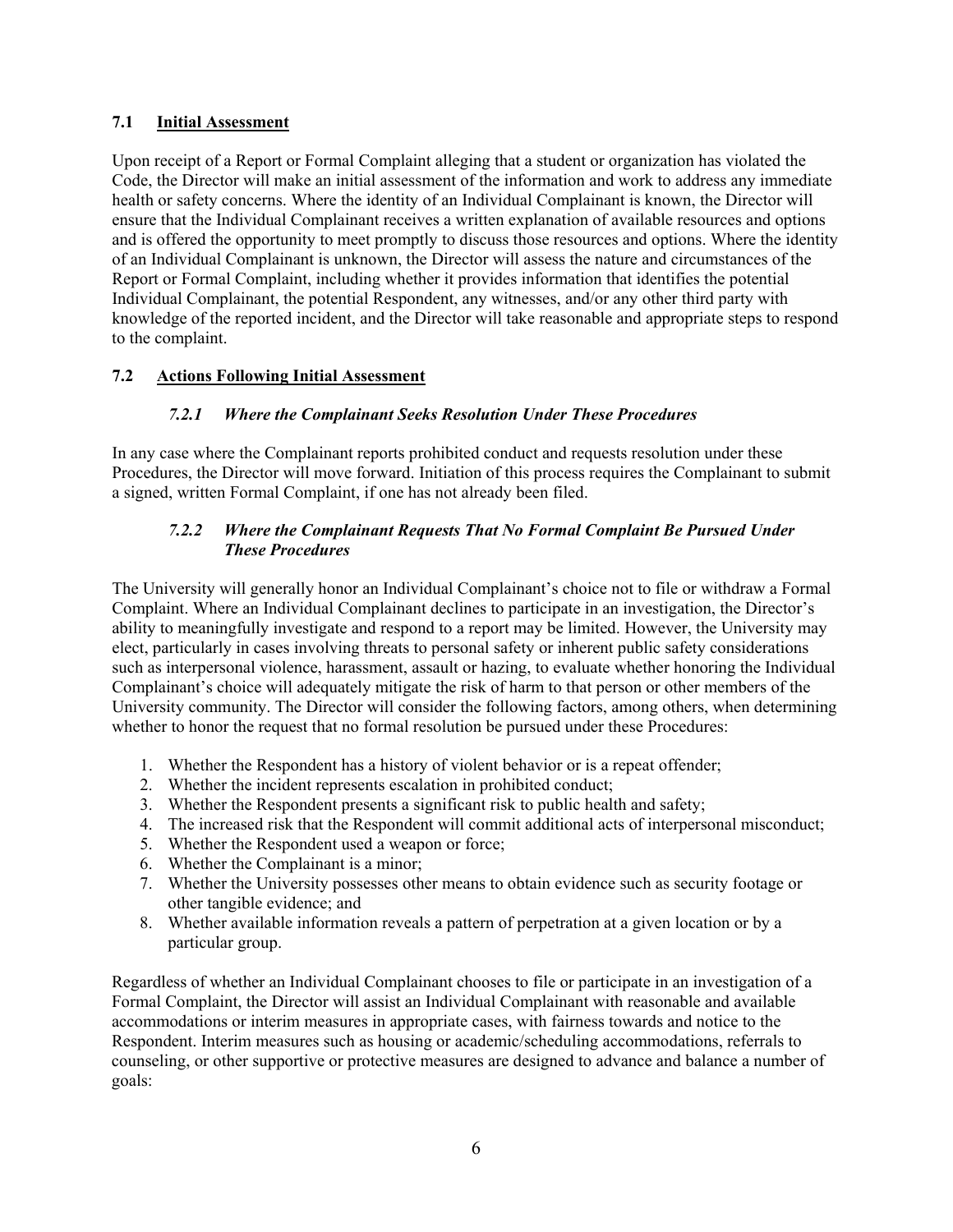### 7.1 Initial Assessment

Upon receipt of a Report or Formal Complaint alleging that a student or organization has violated the Code, the Director will make an initial assessment of the information and work to address any immediate health or safety concerns. Where the identity of an Individual Complainant is known, the Director will ensure that the Individual Complainant receives a written explanation of available resources and options and is offered the opportunity to meet promptly to discuss those resources and options. Where the identity of an Individual Complainant is unknown, the Director will assess the nature and circumstances of the Report or Formal Complaint, including whether it provides information that identifies the potential Individual Complainant, the potential Respondent, any witnesses, and/or any other third party with knowledge of the reported incident, and the Director will take reasonable and appropriate steps to respond to the complaint.

### 7.2 Actions Following Initial Assessment

#### *7.2.1 Where the Complainant Seeks Resolution Under These Procedures*

In any case where the Complainant reports prohibited conduct and requests resolution under these Procedures, the Director will move forward. Initiation of this process requires the Complainant to submit a signed, written Formal Complaint, if one has not already been filed.

#### *7.2.2 Where the Complainant Requests That No Formal Complaint Be Pursued Under These Procedures*

The University will generally honor an Individual Complainant's choice not to file or withdraw a Formal Complaint. Where an Individual Complainant declines to participate in an investigation, the Director's ability to meaningfully investigate and respond to a report may be limited. However, the University may elect, particularly in cases involving threats to personal safety or inherent public safety considerations such as interpersonal violence, harassment, assault or hazing, to evaluate whether honoring the Individual Complainant's choice will adequately mitigate the risk of harm to that person or other members of the University community. The Director will consider the following factors, among others, when determining whether to honor the request that no formal resolution be pursued under these Procedures:

1. Whether the Respondent has a history of violent behavior or is a repeat offender;
2. Whether the incident represents escalation in prohibited conduct;
3. Whether the Respondent presents a significant risk to public health and safety;
4. The increased risk that the Respondent will commit additional acts of interpersonal misconduct;
5. Whether the Respondent used a weapon or force;
6. Whether the Complainant is a minor;
7. Whether the University possesses other means to obtain evidence such as security footage or other tangible evidence; and
8. Whether available information reveals a pattern of perpetration at a given location or by a particular group.

Regardless of whether an Individual Complainant chooses to file or participate in an investigation of a Formal Complaint, the Director will assist an Individual Complainant with reasonable and available accommodations or interim measures in appropriate cases, with fairness towards and notice to the Respondent. Interim measures such as housing or academic/scheduling accommodations, referrals to counseling, or other supportive or protective measures are designed to advance and balance a number of goals: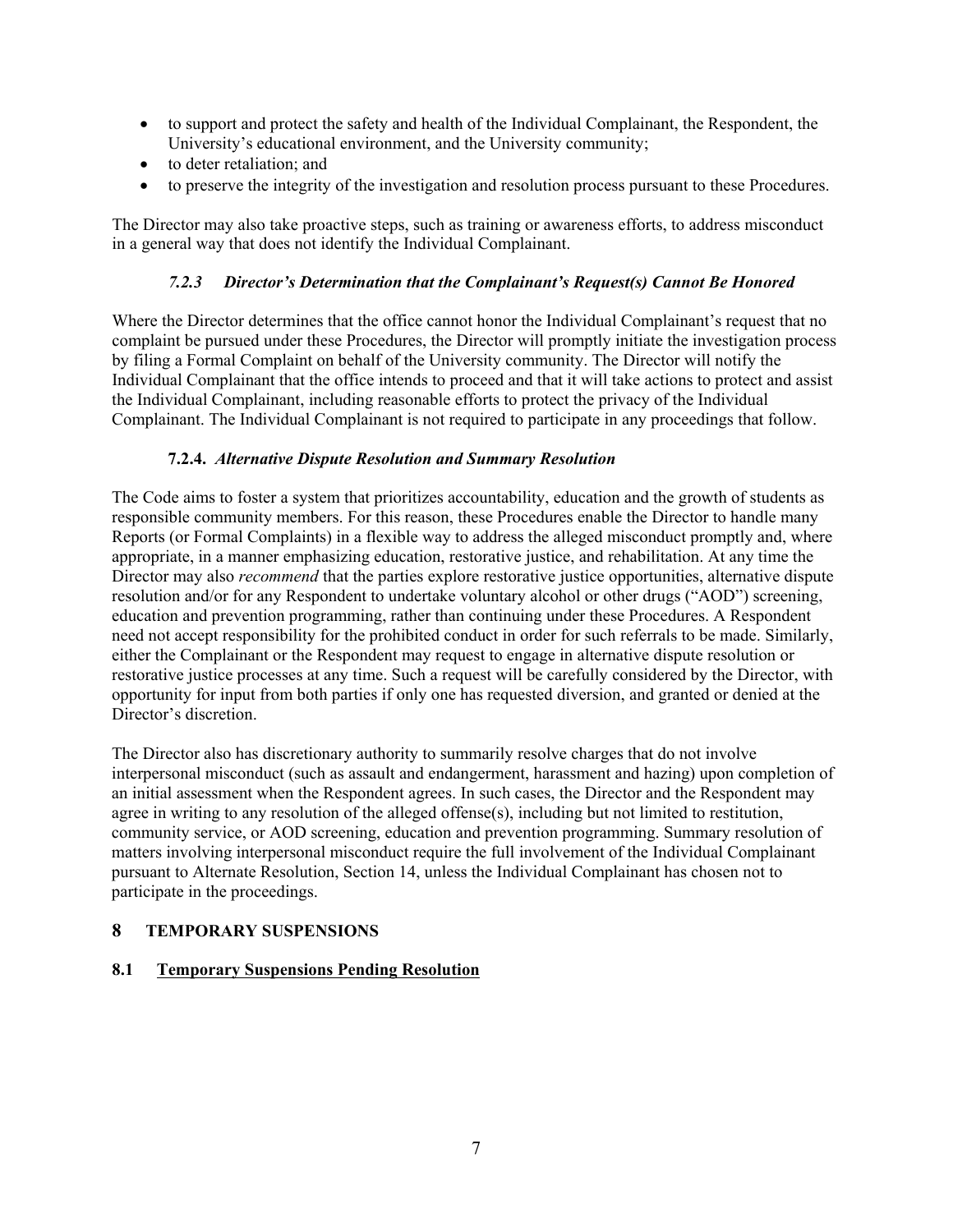- to support and protect the safety and health of the Individual Complainant, the Respondent, the University's educational environment, and the University community;
- to deter retaliation; and
- to preserve the integrity of the investigation and resolution process pursuant to these Procedures.

The Director may also take proactive steps, such as training or awareness efforts, to address misconduct in a general way that does not identify the Individual Complainant.

#### *7.2.3 Director's Determination that the Complainant's Request(s) Cannot Be Honored*

Where the Director determines that the office cannot honor the Individual Complainant's request that no complaint be pursued under these Procedures, the Director will promptly initiate the investigation process by filing a Formal Complaint on behalf of the University community. The Director will notify the Individual Complainant that the office intends to proceed and that it will take actions to protect and assist the Individual Complainant, including reasonable efforts to protect the privacy of the Individual Complainant. The Individual Complainant is not required to participate in any proceedings that follow.

#### **7.2.4.** *Alternative Dispute Resolution and Summary Resolution*

The Code aims to foster a system that prioritizes accountability, education and the growth of students as responsible community members. For this reason, these Procedures enable the Director to handle many Reports (or Formal Complaints) in a flexible way to address the alleged misconduct promptly and, where appropriate, in a manner emphasizing education, restorative justice, and rehabilitation. At any time the Director may also *recommend* that the parties explore restorative justice opportunities, alternative dispute resolution and/or for any Respondent to undertake voluntary alcohol or other drugs ("AOD") screening, education and prevention programming, rather than continuing under these Procedures. A Respondent need not accept responsibility for the prohibited conduct in order for such referrals to be made. Similarly, either the Complainant or the Respondent may request to engage in alternative dispute resolution or restorative justice processes at any time. Such a request will be carefully considered by the Director, with opportunity for input from both parties if only one has requested diversion, and granted or denied at the Director's discretion.

The Director also has discretionary authority to summarily resolve charges that do not involve interpersonal misconduct (such as assault and endangerment, harassment and hazing) upon completion of an initial assessment when the Respondent agrees. In such cases, the Director and the Respondent may agree in writing to any resolution of the alleged offense(s), including but not limited to restitution, community service, or AOD screening, education and prevention programming. Summary resolution of matters involving interpersonal misconduct require the full involvement of the Individual Complainant pursuant to Alternate Resolution, Section 14, unless the Individual Complainant has chosen not to participate in the proceedings.

## 8 TEMPORARY SUSPENSIONS

### 8.1 <u>Temporary Suspensions Pending Resolution</u>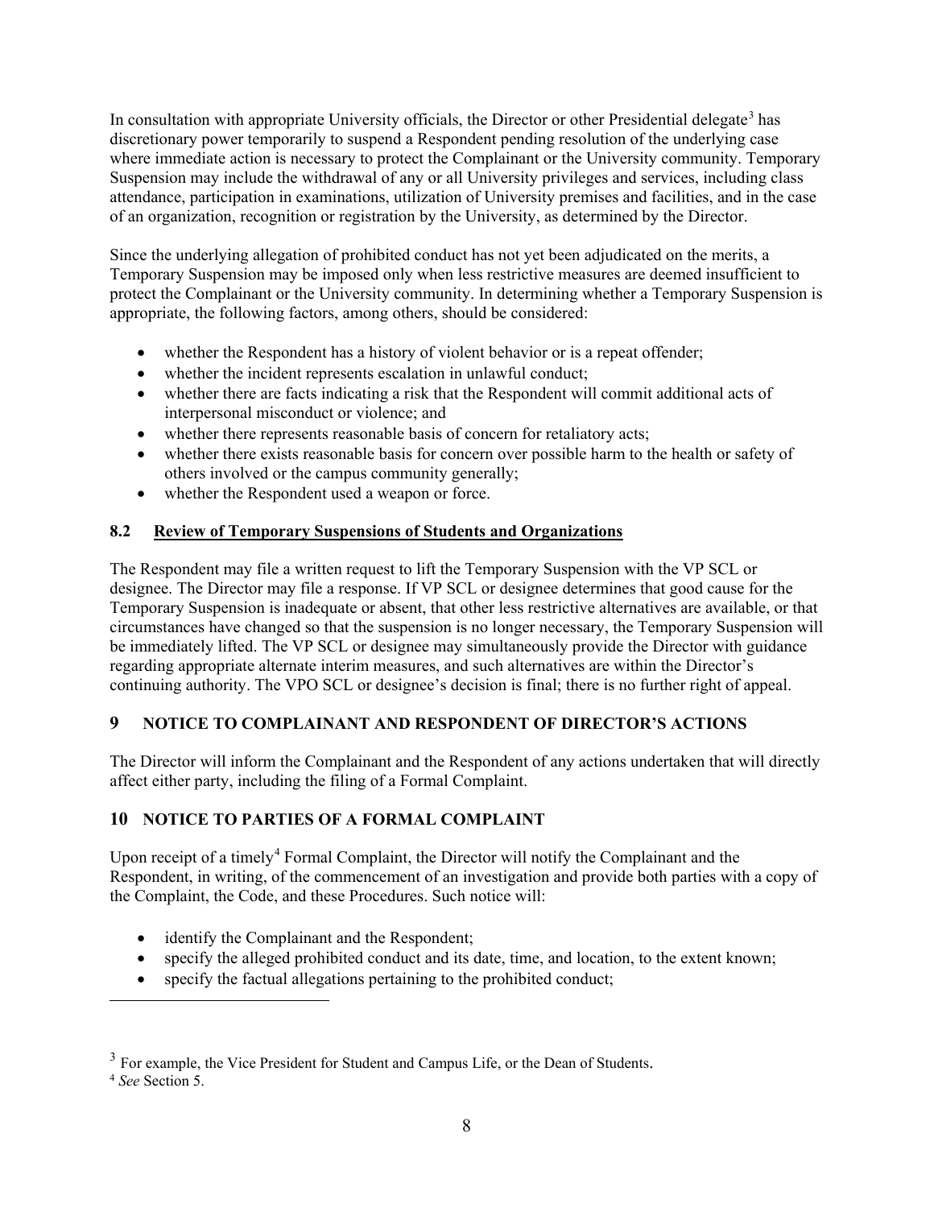In consultation with appropriate University officials, the Director or other Presidential delegate[3] has discretionary power temporarily to suspend a Respondent pending resolution of the underlying case where immediate action is necessary to protect the Complainant or the University community. Temporary Suspension may include the withdrawal of any or all University privileges and services, including class attendance, participation in examinations, utilization of University premises and facilities, and in the case of an organization, recognition or registration by the University, as determined by the Director.

Since the underlying allegation of prohibited conduct has not yet been adjudicated on the merits, a Temporary Suspension may be imposed only when less restrictive measures are deemed insufficient to protect the Complainant or the University community. In determining whether a Temporary Suspension is appropriate, the following factors, among others, should be considered:

- whether the Respondent has a history of violent behavior or is a repeat offender;
- whether the incident represents escalation in unlawful conduct;
- whether there are facts indicating a risk that the Respondent will commit additional acts of interpersonal misconduct or violence; and
- whether there represents reasonable basis of concern for retaliatory acts;
- whether there exists reasonable basis for concern over possible harm to the health or safety of others involved or the campus community generally;
- whether the Respondent used a weapon or force.

### 8.2 Review of Temporary Suspensions of Students and Organizations

The Respondent may file a written request to lift the Temporary Suspension with the VP SCL or designee. The Director may file a response. If VP SCL or designee determines that good cause for the Temporary Suspension is inadequate or absent, that other less restrictive alternatives are available, or that circumstances have changed so that the suspension is no longer necessary, the Temporary Suspension will be immediately lifted. The VP SCL or designee may simultaneously provide the Director with guidance regarding appropriate alternate interim measures, and such alternatives are within the Director's continuing authority. The VPO SCL or designee's decision is final; there is no further right of appeal.

## 9 NOTICE TO COMPLAINANT AND RESPONDENT OF DIRECTOR'S ACTIONS

The Director will inform the Complainant and the Respondent of any actions undertaken that will directly affect either party, including the filing of a Formal Complaint.

## 10 NOTICE TO PARTIES OF A FORMAL COMPLAINT

Upon receipt of a timely[4] Formal Complaint, the Director will notify the Complainant and the Respondent, in writing, of the commencement of an investigation and provide both parties with a copy of the Complaint, the Code, and these Procedures. Such notice will:

- identify the Complainant and the Respondent;
- specify the alleged prohibited conduct and its date, time, and location, to the extent known;
- specify the factual allegations pertaining to the prohibited conduct;

---

[3] For example, the Vice President for Student and Campus Life, or the Dean of Students.

[4] *See* Section 5.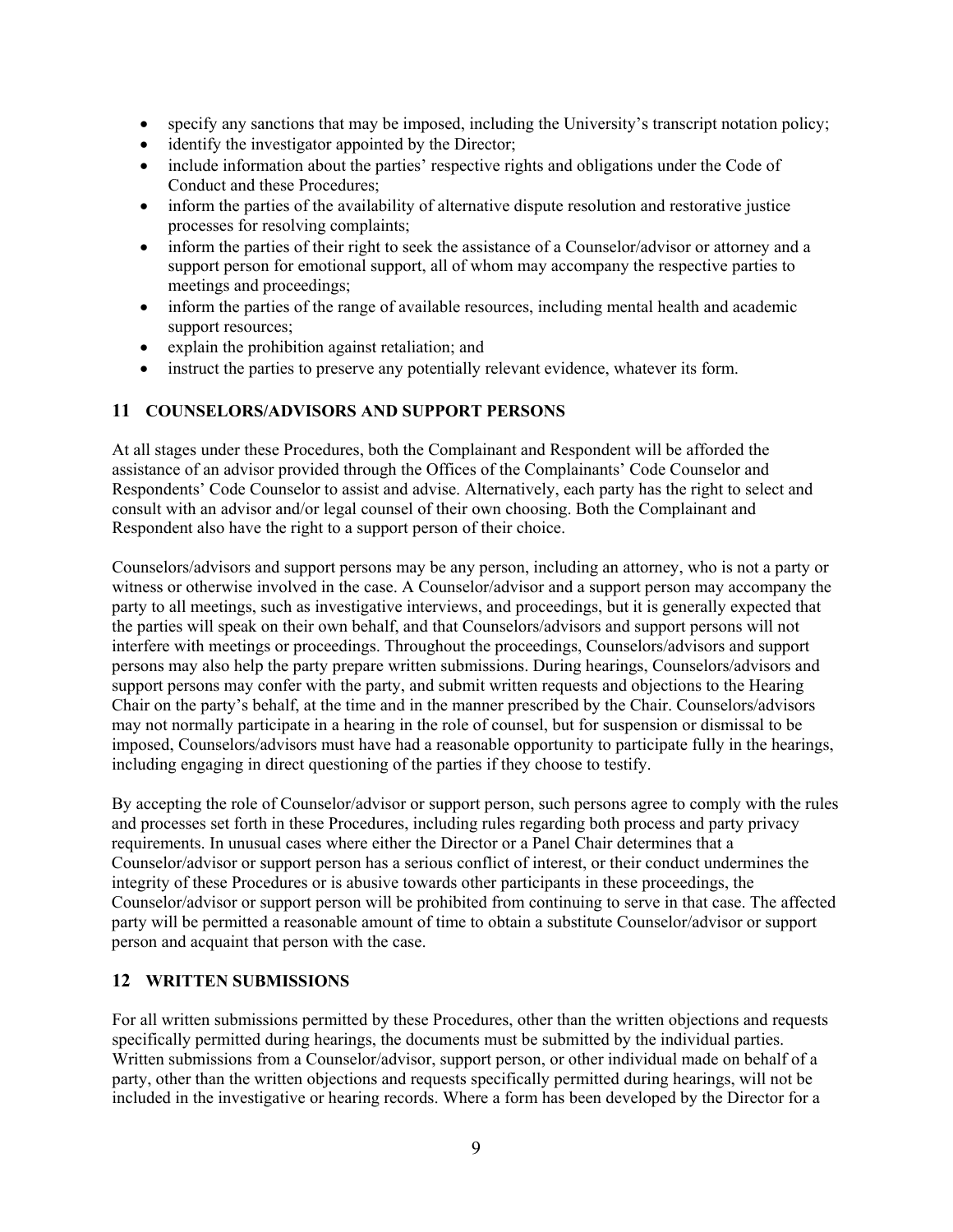- specify any sanctions that may be imposed, including the University's transcript notation policy;
- identify the investigator appointed by the Director;
- include information about the parties' respective rights and obligations under the Code of Conduct and these Procedures;
- inform the parties of the availability of alternative dispute resolution and restorative justice processes for resolving complaints;
- inform the parties of their right to seek the assistance of a Counselor/advisor or attorney and a support person for emotional support, all of whom may accompany the respective parties to meetings and proceedings;
- inform the parties of the range of available resources, including mental health and academic support resources;
- explain the prohibition against retaliation; and
- instruct the parties to preserve any potentially relevant evidence, whatever its form.

## 11 COUNSELORS/ADVISORS AND SUPPORT PERSONS

At all stages under these Procedures, both the Complainant and Respondent will be afforded the assistance of an advisor provided through the Offices of the Complainants' Code Counselor and Respondents' Code Counselor to assist and advise. Alternatively, each party has the right to select and consult with an advisor and/or legal counsel of their own choosing. Both the Complainant and Respondent also have the right to a support person of their choice.

Counselors/advisors and support persons may be any person, including an attorney, who is not a party or witness or otherwise involved in the case. A Counselor/advisor and a support person may accompany the party to all meetings, such as investigative interviews, and proceedings, but it is generally expected that the parties will speak on their own behalf, and that Counselors/advisors and support persons will not interfere with meetings or proceedings. Throughout the proceedings, Counselors/advisors and support persons may also help the party prepare written submissions. During hearings, Counselors/advisors and support persons may confer with the party, and submit written requests and objections to the Hearing Chair on the party's behalf, at the time and in the manner prescribed by the Chair. Counselors/advisors may not normally participate in a hearing in the role of counsel, but for suspension or dismissal to be imposed, Counselors/advisors must have had a reasonable opportunity to participate fully in the hearings, including engaging in direct questioning of the parties if they choose to testify.

By accepting the role of Counselor/advisor or support person, such persons agree to comply with the rules and processes set forth in these Procedures, including rules regarding both process and party privacy requirements. In unusual cases where either the Director or a Panel Chair determines that a Counselor/advisor or support person has a serious conflict of interest, or their conduct undermines the integrity of these Procedures or is abusive towards other participants in these proceedings, the Counselor/advisor or support person will be prohibited from continuing to serve in that case. The affected party will be permitted a reasonable amount of time to obtain a substitute Counselor/advisor or support person and acquaint that person with the case.

## 12 WRITTEN SUBMISSIONS

For all written submissions permitted by these Procedures, other than the written objections and requests specifically permitted during hearings, the documents must be submitted by the individual parties. Written submissions from a Counselor/advisor, support person, or other individual made on behalf of a party, other than the written objections and requests specifically permitted during hearings, will not be included in the investigative or hearing records. Where a form has been developed by the Director for a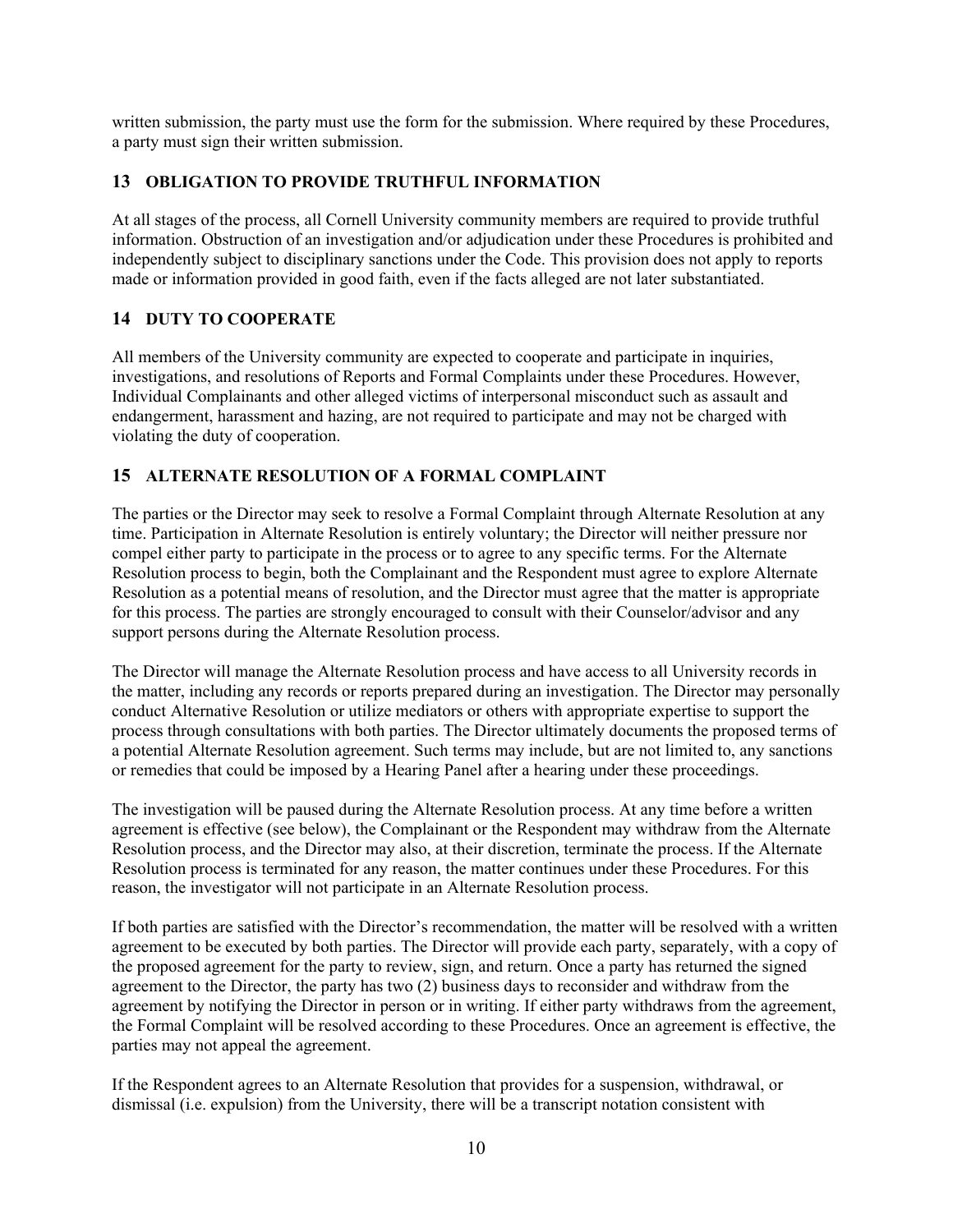written submission, the party must use the form for the submission. Where required by these Procedures, a party must sign their written submission.

## 13 OBLIGATION TO PROVIDE TRUTHFUL INFORMATION

At all stages of the process, all Cornell University community members are required to provide truthful information. Obstruction of an investigation and/or adjudication under these Procedures is prohibited and independently subject to disciplinary sanctions under the Code. This provision does not apply to reports made or information provided in good faith, even if the facts alleged are not later substantiated.

## 14 DUTY TO COOPERATE

All members of the University community are expected to cooperate and participate in inquiries, investigations, and resolutions of Reports and Formal Complaints under these Procedures. However, Individual Complainants and other alleged victims of interpersonal misconduct such as assault and endangerment, harassment and hazing, are not required to participate and may not be charged with violating the duty of cooperation.

## 15 ALTERNATE RESOLUTION OF A FORMAL COMPLAINT

The parties or the Director may seek to resolve a Formal Complaint through Alternate Resolution at any time. Participation in Alternate Resolution is entirely voluntary; the Director will neither pressure nor compel either party to participate in the process or to agree to any specific terms. For the Alternate Resolution process to begin, both the Complainant and the Respondent must agree to explore Alternate Resolution as a potential means of resolution, and the Director must agree that the matter is appropriate for this process. The parties are strongly encouraged to consult with their Counselor/advisor and any support persons during the Alternate Resolution process.

The Director will manage the Alternate Resolution process and have access to all University records in the matter, including any records or reports prepared during an investigation. The Director may personally conduct Alternative Resolution or utilize mediators or others with appropriate expertise to support the process through consultations with both parties. The Director ultimately documents the proposed terms of a potential Alternate Resolution agreement. Such terms may include, but are not limited to, any sanctions or remedies that could be imposed by a Hearing Panel after a hearing under these proceedings.

The investigation will be paused during the Alternate Resolution process. At any time before a written agreement is effective (see below), the Complainant or the Respondent may withdraw from the Alternate Resolution process, and the Director may also, at their discretion, terminate the process. If the Alternate Resolution process is terminated for any reason, the matter continues under these Procedures. For this reason, the investigator will not participate in an Alternate Resolution process.

If both parties are satisfied with the Director's recommendation, the matter will be resolved with a written agreement to be executed by both parties. The Director will provide each party, separately, with a copy of the proposed agreement for the party to review, sign, and return. Once a party has returned the signed agreement to the Director, the party has two (2) business days to reconsider and withdraw from the agreement by notifying the Director in person or in writing. If either party withdraws from the agreement, the Formal Complaint will be resolved according to these Procedures. Once an agreement is effective, the parties may not appeal the agreement.

If the Respondent agrees to an Alternate Resolution that provides for a suspension, withdrawal, or dismissal (i.e. expulsion) from the University, there will be a transcript notation consistent with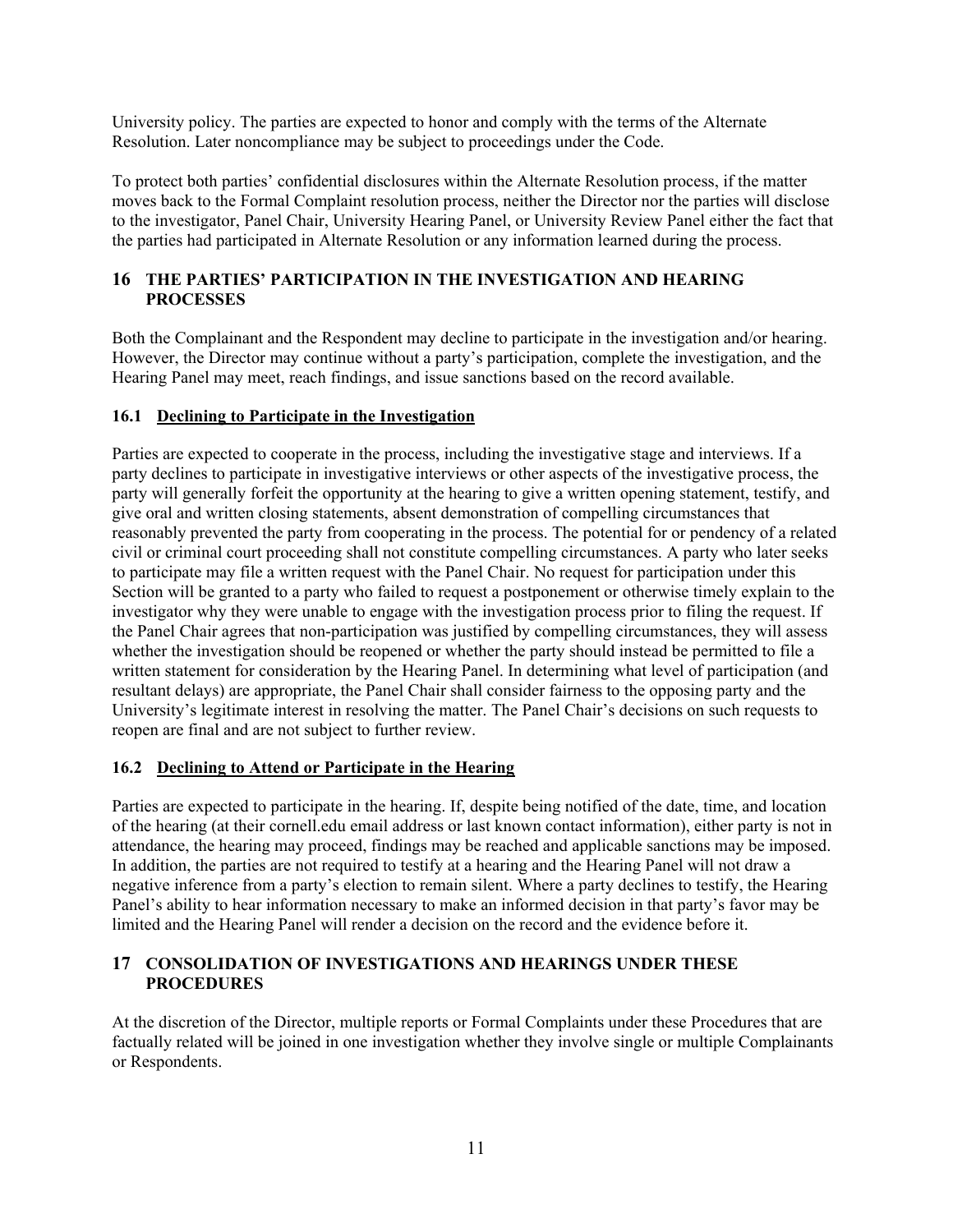University policy. The parties are expected to honor and comply with the terms of the Alternate Resolution. Later noncompliance may be subject to proceedings under the Code.

To protect both parties' confidential disclosures within the Alternate Resolution process, if the matter moves back to the Formal Complaint resolution process, neither the Director nor the parties will disclose to the investigator, Panel Chair, University Hearing Panel, or University Review Panel either the fact that the parties had participated in Alternate Resolution or any information learned during the process.

## 16 THE PARTIES' PARTICIPATION IN THE INVESTIGATION AND HEARING PROCESSES

Both the Complainant and the Respondent may decline to participate in the investigation and/or hearing. However, the Director may continue without a party's participation, complete the investigation, and the Hearing Panel may meet, reach findings, and issue sanctions based on the record available.

### 16.1 Declining to Participate in the Investigation

Parties are expected to cooperate in the process, including the investigative stage and interviews. If a party declines to participate in investigative interviews or other aspects of the investigative process, the party will generally forfeit the opportunity at the hearing to give a written opening statement, testify, and give oral and written closing statements, absent demonstration of compelling circumstances that reasonably prevented the party from cooperating in the process. The potential for or pendency of a related civil or criminal court proceeding shall not constitute compelling circumstances. A party who later seeks to participate may file a written request with the Panel Chair. No request for participation under this Section will be granted to a party who failed to request a postponement or otherwise timely explain to the investigator why they were unable to engage with the investigation process prior to filing the request. If the Panel Chair agrees that non-participation was justified by compelling circumstances, they will assess whether the investigation should be reopened or whether the party should instead be permitted to file a written statement for consideration by the Hearing Panel. In determining what level of participation (and resultant delays) are appropriate, the Panel Chair shall consider fairness to the opposing party and the University's legitimate interest in resolving the matter. The Panel Chair's decisions on such requests to reopen are final and are not subject to further review.

### 16.2 Declining to Attend or Participate in the Hearing

Parties are expected to participate in the hearing. If, despite being notified of the date, time, and location of the hearing (at their cornell.edu email address or last known contact information), either party is not in attendance, the hearing may proceed, findings may be reached and applicable sanctions may be imposed. In addition, the parties are not required to testify at a hearing and the Hearing Panel will not draw a negative inference from a party's election to remain silent. Where a party declines to testify, the Hearing Panel's ability to hear information necessary to make an informed decision in that party's favor may be limited and the Hearing Panel will render a decision on the record and the evidence before it.

## 17 CONSOLIDATION OF INVESTIGATIONS AND HEARINGS UNDER THESE PROCEDURES

At the discretion of the Director, multiple reports or Formal Complaints under these Procedures that are factually related will be joined in one investigation whether they involve single or multiple Complainants or Respondents.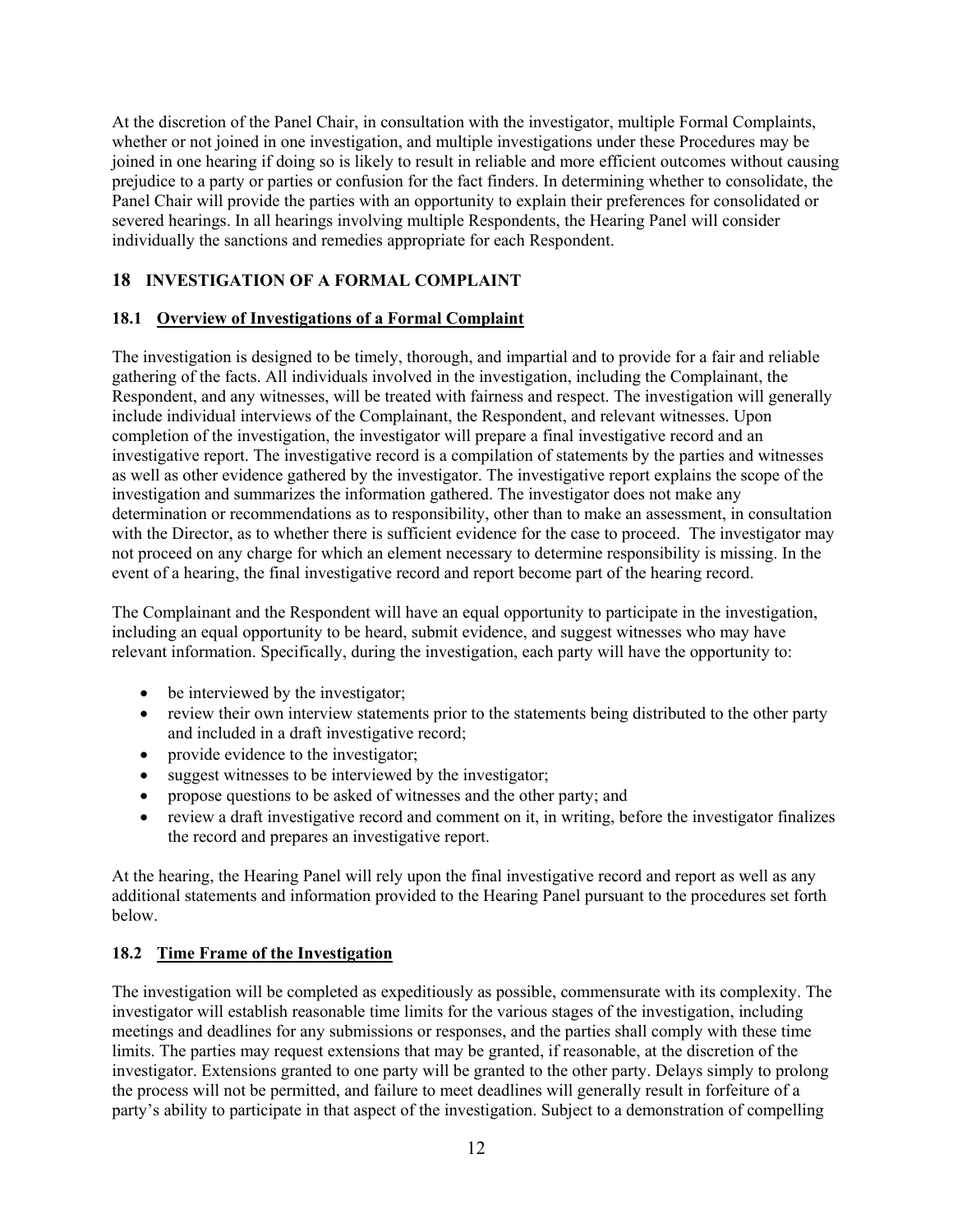At the discretion of the Panel Chair, in consultation with the investigator, multiple Formal Complaints, whether or not joined in one investigation, and multiple investigations under these Procedures may be joined in one hearing if doing so is likely to result in reliable and more efficient outcomes without causing prejudice to a party or parties or confusion for the fact finders. In determining whether to consolidate, the Panel Chair will provide the parties with an opportunity to explain their preferences for consolidated or severed hearings. In all hearings involving multiple Respondents, the Hearing Panel will consider individually the sanctions and remedies appropriate for each Respondent.

## 18 INVESTIGATION OF A FORMAL COMPLAINT

### 18.1 Overview of Investigations of a Formal Complaint

The investigation is designed to be timely, thorough, and impartial and to provide for a fair and reliable gathering of the facts. All individuals involved in the investigation, including the Complainant, the Respondent, and any witnesses, will be treated with fairness and respect. The investigation will generally include individual interviews of the Complainant, the Respondent, and relevant witnesses. Upon completion of the investigation, the investigator will prepare a final investigative record and an investigative report. The investigative record is a compilation of statements by the parties and witnesses as well as other evidence gathered by the investigator. The investigative report explains the scope of the investigation and summarizes the information gathered. The investigator does not make any determination or recommendations as to responsibility, other than to make an assessment, in consultation with the Director, as to whether there is sufficient evidence for the case to proceed. The investigator may not proceed on any charge for which an element necessary to determine responsibility is missing. In the event of a hearing, the final investigative record and report become part of the hearing record.

The Complainant and the Respondent will have an equal opportunity to participate in the investigation, including an equal opportunity to be heard, submit evidence, and suggest witnesses who may have relevant information. Specifically, during the investigation, each party will have the opportunity to:

- be interviewed by the investigator;
- review their own interview statements prior to the statements being distributed to the other party and included in a draft investigative record;
- provide evidence to the investigator;
- suggest witnesses to be interviewed by the investigator;
- propose questions to be asked of witnesses and the other party; and
- review a draft investigative record and comment on it, in writing, before the investigator finalizes the record and prepares an investigative report.

At the hearing, the Hearing Panel will rely upon the final investigative record and report as well as any additional statements and information provided to the Hearing Panel pursuant to the procedures set forth below.

### 18.2 Time Frame of the Investigation

The investigation will be completed as expeditiously as possible, commensurate with its complexity. The investigator will establish reasonable time limits for the various stages of the investigation, including meetings and deadlines for any submissions or responses, and the parties shall comply with these time limits. The parties may request extensions that may be granted, if reasonable, at the discretion of the investigator. Extensions granted to one party will be granted to the other party. Delays simply to prolong the process will not be permitted, and failure to meet deadlines will generally result in forfeiture of a party's ability to participate in that aspect of the investigation. Subject to a demonstration of compelling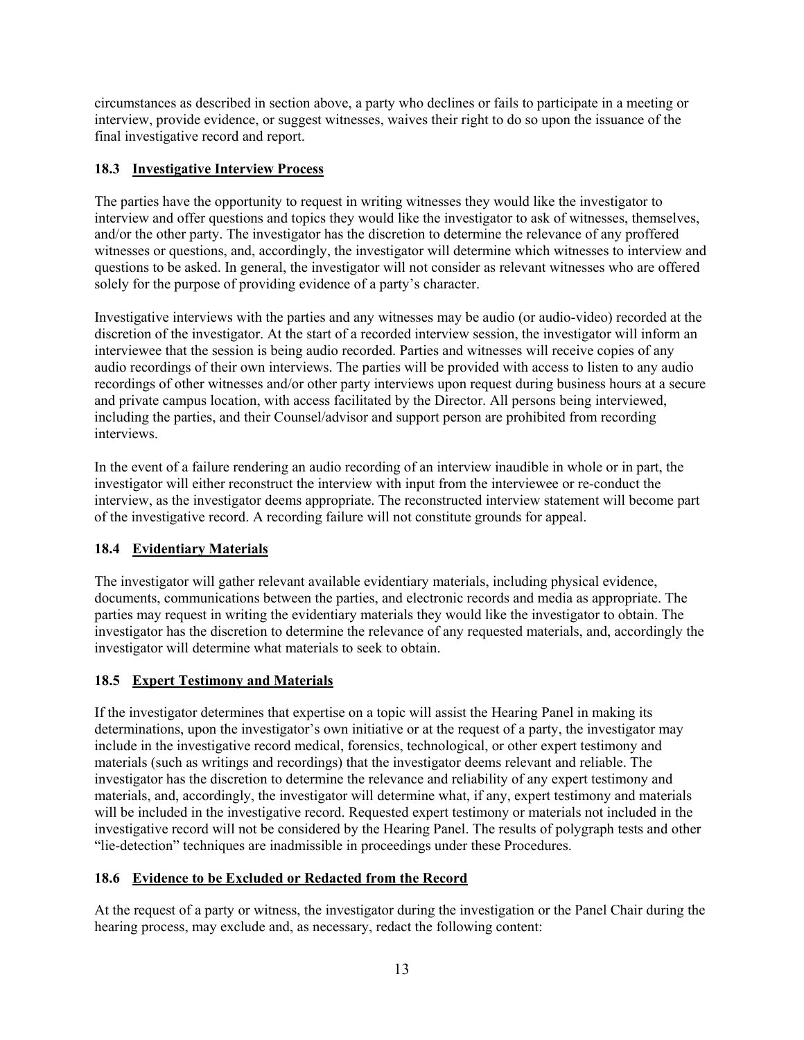circumstances as described in section above, a party who declines or fails to participate in a meeting or interview, provide evidence, or suggest witnesses, waives their right to do so upon the issuance of the final investigative record and report.

### 18.3 Investigative Interview Process

The parties have the opportunity to request in writing witnesses they would like the investigator to interview and offer questions and topics they would like the investigator to ask of witnesses, themselves, and/or the other party. The investigator has the discretion to determine the relevance of any proffered witnesses or questions, and, accordingly, the investigator will determine which witnesses to interview and questions to be asked. In general, the investigator will not consider as relevant witnesses who are offered solely for the purpose of providing evidence of a party's character.

Investigative interviews with the parties and any witnesses may be audio (or audio-video) recorded at the discretion of the investigator. At the start of a recorded interview session, the investigator will inform an interviewee that the session is being audio recorded. Parties and witnesses will receive copies of any audio recordings of their own interviews. The parties will be provided with access to listen to any audio recordings of other witnesses and/or other party interviews upon request during business hours at a secure and private campus location, with access facilitated by the Director. All persons being interviewed, including the parties, and their Counsel/advisor and support person are prohibited from recording interviews.

In the event of a failure rendering an audio recording of an interview inaudible in whole or in part, the investigator will either reconstruct the interview with input from the interviewee or re-conduct the interview, as the investigator deems appropriate. The reconstructed interview statement will become part of the investigative record. A recording failure will not constitute grounds for appeal.

### 18.4 Evidentiary Materials

The investigator will gather relevant available evidentiary materials, including physical evidence, documents, communications between the parties, and electronic records and media as appropriate. The parties may request in writing the evidentiary materials they would like the investigator to obtain. The investigator has the discretion to determine the relevance of any requested materials, and, accordingly the investigator will determine what materials to seek to obtain.

### 18.5 Expert Testimony and Materials

If the investigator determines that expertise on a topic will assist the Hearing Panel in making its determinations, upon the investigator's own initiative or at the request of a party, the investigator may include in the investigative record medical, forensics, technological, or other expert testimony and materials (such as writings and recordings) that the investigator deems relevant and reliable. The investigator has the discretion to determine the relevance and reliability of any expert testimony and materials, and, accordingly, the investigator will determine what, if any, expert testimony and materials will be included in the investigative record. Requested expert testimony or materials not included in the investigative record will not be considered by the Hearing Panel. The results of polygraph tests and other "lie-detection" techniques are inadmissible in proceedings under these Procedures.

### 18.6 Evidence to be Excluded or Redacted from the Record

At the request of a party or witness, the investigator during the investigation or the Panel Chair during the hearing process, may exclude and, as necessary, redact the following content: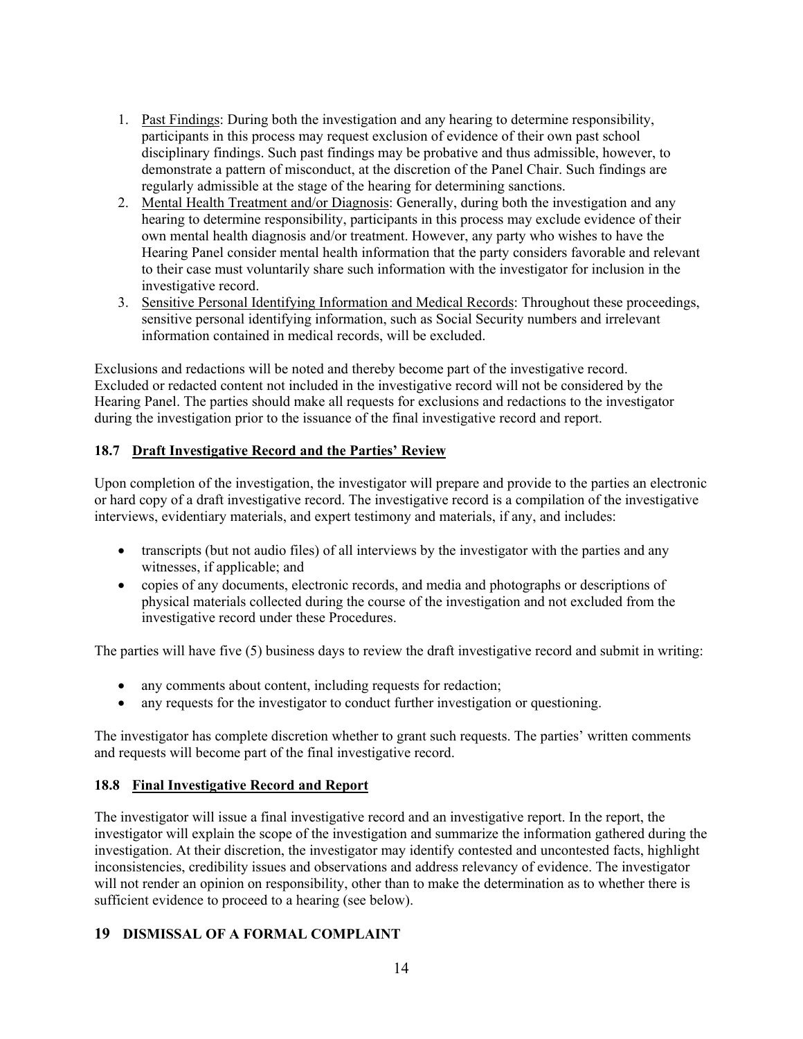1. Past Findings: During both the investigation and any hearing to determine responsibility, participants in this process may request exclusion of evidence of their own past school disciplinary findings. Such past findings may be probative and thus admissible, however, to demonstrate a pattern of misconduct, at the discretion of the Panel Chair. Such findings are regularly admissible at the stage of the hearing for determining sanctions.
2. Mental Health Treatment and/or Diagnosis: Generally, during both the investigation and any hearing to determine responsibility, participants in this process may exclude evidence of their own mental health diagnosis and/or treatment. However, any party who wishes to have the Hearing Panel consider mental health information that the party considers favorable and relevant to their case must voluntarily share such information with the investigator for inclusion in the investigative record.
3. Sensitive Personal Identifying Information and Medical Records: Throughout these proceedings, sensitive personal identifying information, such as Social Security numbers and irrelevant information contained in medical records, will be excluded.

Exclusions and redactions will be noted and thereby become part of the investigative record. Excluded or redacted content not included in the investigative record will not be considered by the Hearing Panel. The parties should make all requests for exclusions and redactions to the investigator during the investigation prior to the issuance of the final investigative record and report.

### 18.7 Draft Investigative Record and the Parties' Review

Upon completion of the investigation, the investigator will prepare and provide to the parties an electronic or hard copy of a draft investigative record. The investigative record is a compilation of the investigative interviews, evidentiary materials, and expert testimony and materials, if any, and includes:

- transcripts (but not audio files) of all interviews by the investigator with the parties and any witnesses, if applicable; and
- copies of any documents, electronic records, and media and photographs or descriptions of physical materials collected during the course of the investigation and not excluded from the investigative record under these Procedures.

The parties will have five (5) business days to review the draft investigative record and submit in writing:

- any comments about content, including requests for redaction;
- any requests for the investigator to conduct further investigation or questioning.

The investigator has complete discretion whether to grant such requests. The parties' written comments and requests will become part of the final investigative record.

### 18.8 Final Investigative Record and Report

The investigator will issue a final investigative record and an investigative report. In the report, the investigator will explain the scope of the investigation and summarize the information gathered during the investigation. At their discretion, the investigator may identify contested and uncontested facts, highlight inconsistencies, credibility issues and observations and address relevancy of evidence. The investigator will not render an opinion on responsibility, other than to make the determination as to whether there is sufficient evidence to proceed to a hearing (see below).

## 19 DISMISSAL OF A FORMAL COMPLAINT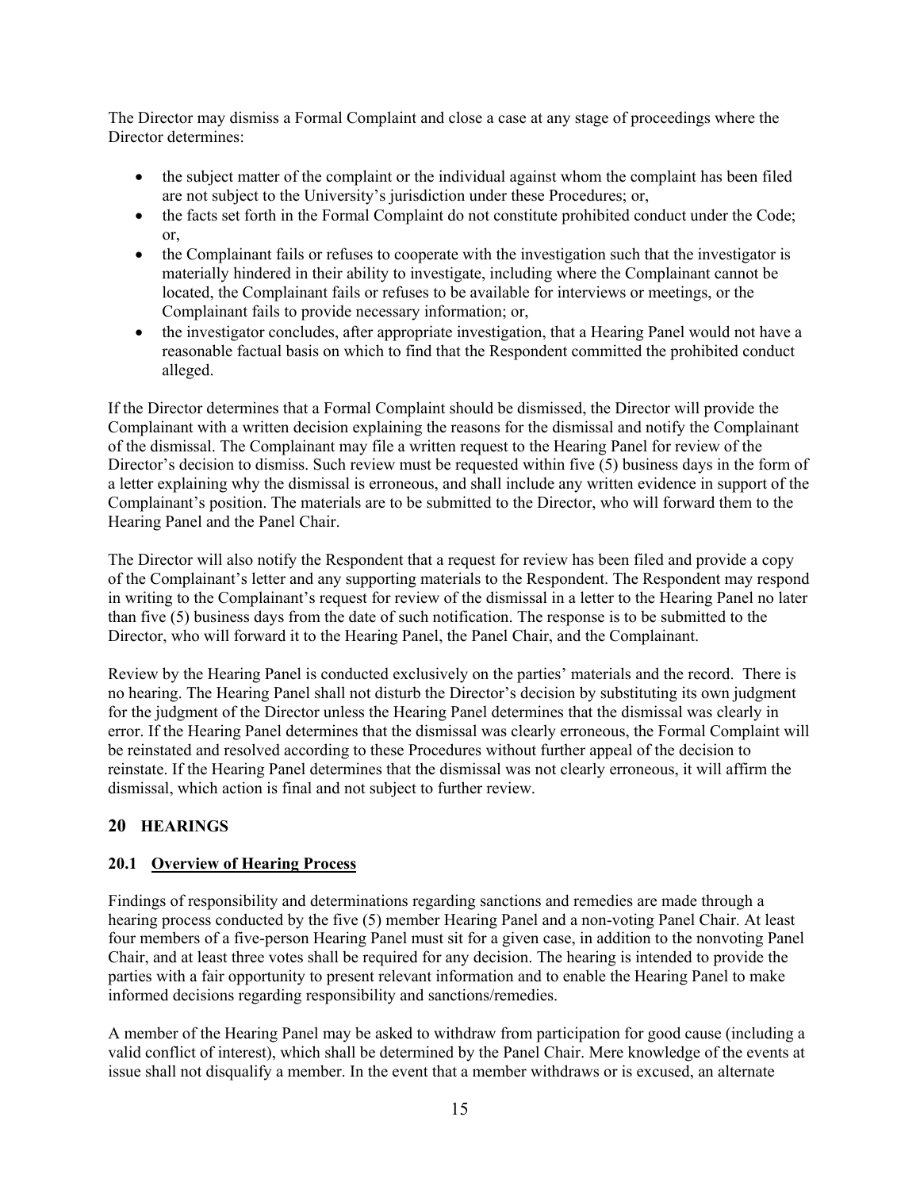The Director may dismiss a Formal Complaint and close a case at any stage of proceedings where the Director determines:

- the subject matter of the complaint or the individual against whom the complaint has been filed are not subject to the University's jurisdiction under these Procedures; or,
- the facts set forth in the Formal Complaint do not constitute prohibited conduct under the Code; or,
- the Complainant fails or refuses to cooperate with the investigation such that the investigator is materially hindered in their ability to investigate, including where the Complainant cannot be located, the Complainant fails or refuses to be available for interviews or meetings, or the Complainant fails to provide necessary information; or,
- the investigator concludes, after appropriate investigation, that a Hearing Panel would not have a reasonable factual basis on which to find that the Respondent committed the prohibited conduct alleged.

If the Director determines that a Formal Complaint should be dismissed, the Director will provide the Complainant with a written decision explaining the reasons for the dismissal and notify the Complainant of the dismissal. The Complainant may file a written request to the Hearing Panel for review of the Director's decision to dismiss. Such review must be requested within five (5) business days in the form of a letter explaining why the dismissal is erroneous, and shall include any written evidence in support of the Complainant's position. The materials are to be submitted to the Director, who will forward them to the Hearing Panel and the Panel Chair.

The Director will also notify the Respondent that a request for review has been filed and provide a copy of the Complainant's letter and any supporting materials to the Respondent. The Respondent may respond in writing to the Complainant's request for review of the dismissal in a letter to the Hearing Panel no later than five (5) business days from the date of such notification. The response is to be submitted to the Director, who will forward it to the Hearing Panel, the Panel Chair, and the Complainant.

Review by the Hearing Panel is conducted exclusively on the parties' materials and the record. There is no hearing. The Hearing Panel shall not disturb the Director's decision by substituting its own judgment for the judgment of the Director unless the Hearing Panel determines that the dismissal was clearly in error. If the Hearing Panel determines that the dismissal was clearly erroneous, the Formal Complaint will be reinstated and resolved according to these Procedures without further appeal of the decision to reinstate. If the Hearing Panel determines that the dismissal was not clearly erroneous, it will affirm the dismissal, which action is final and not subject to further review.

## 20 HEARINGS

### 20.1 Overview of Hearing Process

Findings of responsibility and determinations regarding sanctions and remedies are made through a hearing process conducted by the five (5) member Hearing Panel and a non-voting Panel Chair. At least four members of a five-person Hearing Panel must sit for a given case, in addition to the nonvoting Panel Chair, and at least three votes shall be required for any decision. The hearing is intended to provide the parties with a fair opportunity to present relevant information and to enable the Hearing Panel to make informed decisions regarding responsibility and sanctions/remedies.

A member of the Hearing Panel may be asked to withdraw from participation for good cause (including a valid conflict of interest), which shall be determined by the Panel Chair. Mere knowledge of the events at issue shall not disqualify a member. In the event that a member withdraws or is excused, an alternate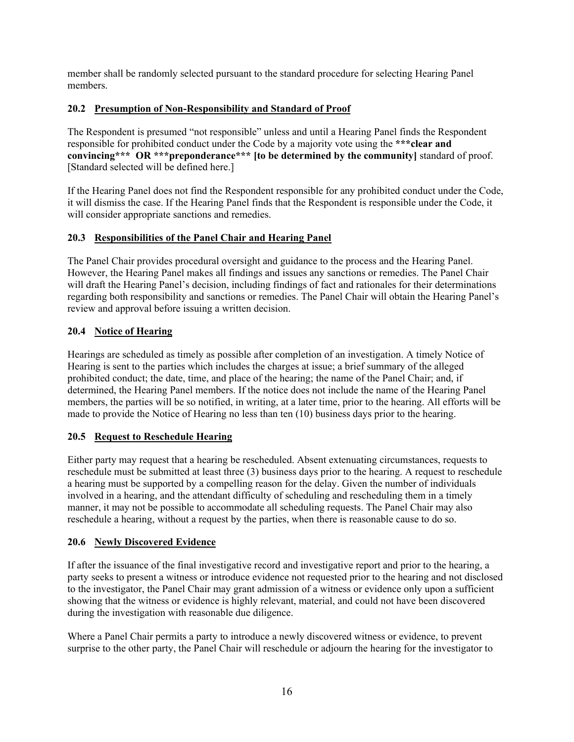member shall be randomly selected pursuant to the standard procedure for selecting Hearing Panel members.

### 20.2 <u>Presumption of Non-Responsibility and Standard of Proof</u>

The Respondent is presumed "not responsible" unless and until a Hearing Panel finds the Respondent responsible for prohibited conduct under the Code by a majority vote using the **\*\*\*clear and convincing\*\*\* OR \*\*\*preponderance\*\*\* [to be determined by the community]** standard of proof. [Standard selected will be defined here.]

If the Hearing Panel does not find the Respondent responsible for any prohibited conduct under the Code, it will dismiss the case. If the Hearing Panel finds that the Respondent is responsible under the Code, it will consider appropriate sanctions and remedies.

### 20.3 <u>Responsibilities of the Panel Chair and Hearing Panel</u>

The Panel Chair provides procedural oversight and guidance to the process and the Hearing Panel. However, the Hearing Panel makes all findings and issues any sanctions or remedies. The Panel Chair will draft the Hearing Panel's decision, including findings of fact and rationales for their determinations regarding both responsibility and sanctions or remedies. The Panel Chair will obtain the Hearing Panel's review and approval before issuing a written decision.

### 20.4 <u>Notice of Hearing</u>

Hearings are scheduled as timely as possible after completion of an investigation. A timely Notice of Hearing is sent to the parties which includes the charges at issue; a brief summary of the alleged prohibited conduct; the date, time, and place of the hearing; the name of the Panel Chair; and, if determined, the Hearing Panel members. If the notice does not include the name of the Hearing Panel members, the parties will be so notified, in writing, at a later time, prior to the hearing. All efforts will be made to provide the Notice of Hearing no less than ten (10) business days prior to the hearing.

### 20.5 <u>Request to Reschedule Hearing</u>

Either party may request that a hearing be rescheduled. Absent extenuating circumstances, requests to reschedule must be submitted at least three (3) business days prior to the hearing. A request to reschedule a hearing must be supported by a compelling reason for the delay. Given the number of individuals involved in a hearing, and the attendant difficulty of scheduling and rescheduling them in a timely manner, it may not be possible to accommodate all scheduling requests. The Panel Chair may also reschedule a hearing, without a request by the parties, when there is reasonable cause to do so.

### 20.6 <u>Newly Discovered Evidence</u>

If after the issuance of the final investigative record and investigative report and prior to the hearing, a party seeks to present a witness or introduce evidence not requested prior to the hearing and not disclosed to the investigator, the Panel Chair may grant admission of a witness or evidence only upon a sufficient showing that the witness or evidence is highly relevant, material, and could not have been discovered during the investigation with reasonable due diligence.

Where a Panel Chair permits a party to introduce a newly discovered witness or evidence, to prevent surprise to the other party, the Panel Chair will reschedule or adjourn the hearing for the investigator to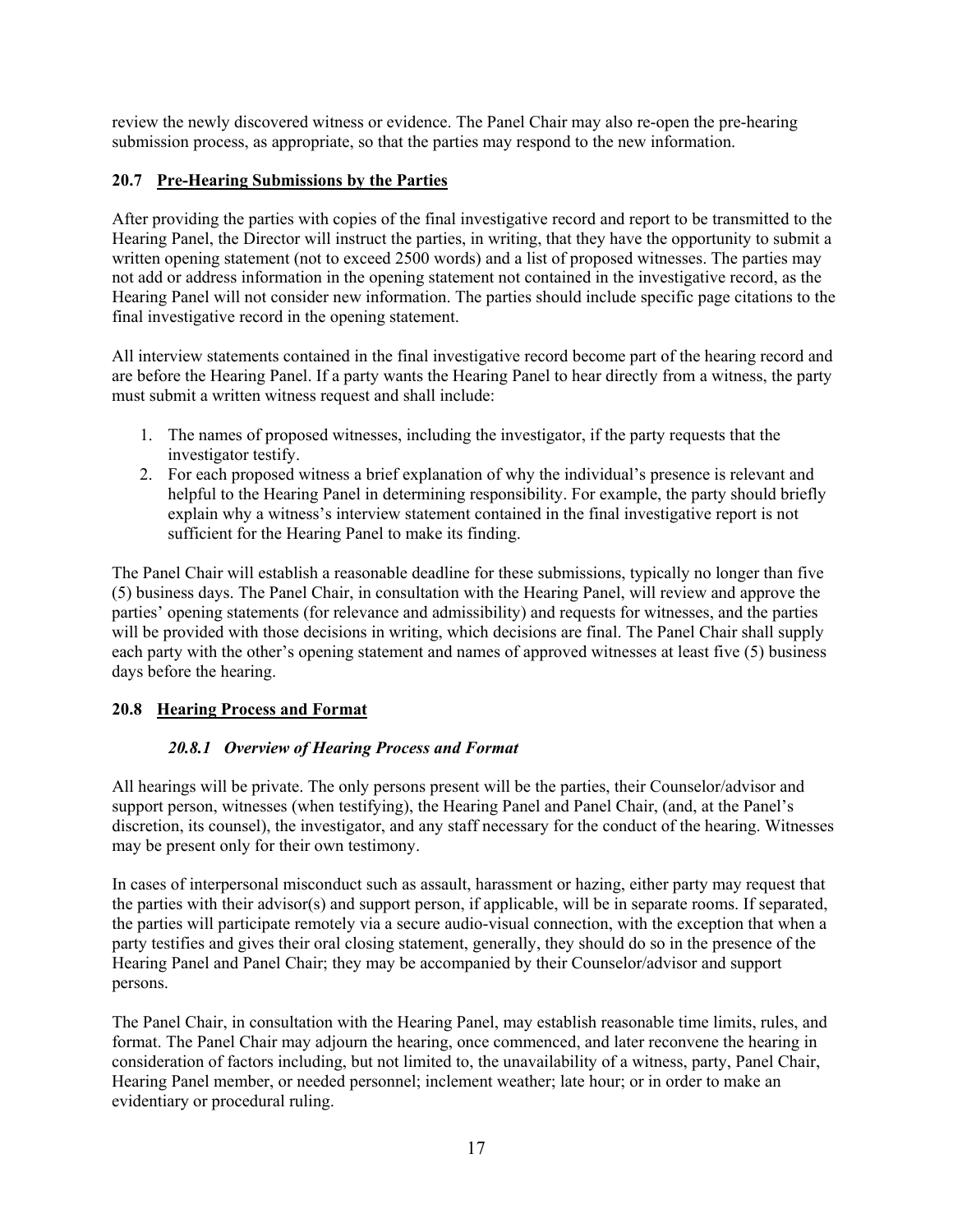review the newly discovered witness or evidence. The Panel Chair may also re-open the pre-hearing submission process, as appropriate, so that the parties may respond to the new information.

### 20.7 Pre-Hearing Submissions by the Parties

After providing the parties with copies of the final investigative record and report to be transmitted to the Hearing Panel, the Director will instruct the parties, in writing, that they have the opportunity to submit a written opening statement (not to exceed 2500 words) and a list of proposed witnesses. The parties may not add or address information in the opening statement not contained in the investigative record, as the Hearing Panel will not consider new information. The parties should include specific page citations to the final investigative record in the opening statement.

All interview statements contained in the final investigative record become part of the hearing record and are before the Hearing Panel. If a party wants the Hearing Panel to hear directly from a witness, the party must submit a written witness request and shall include:

1. The names of proposed witnesses, including the investigator, if the party requests that the investigator testify.
2. For each proposed witness a brief explanation of why the individual's presence is relevant and helpful to the Hearing Panel in determining responsibility. For example, the party should briefly explain why a witness's interview statement contained in the final investigative report is not sufficient for the Hearing Panel to make its finding.

The Panel Chair will establish a reasonable deadline for these submissions, typically no longer than five (5) business days. The Panel Chair, in consultation with the Hearing Panel, will review and approve the parties' opening statements (for relevance and admissibility) and requests for witnesses, and the parties will be provided with those decisions in writing, which decisions are final. The Panel Chair shall supply each party with the other's opening statement and names of approved witnesses at least five (5) business days before the hearing.

### 20.8 Hearing Process and Format

#### *20.8.1 Overview of Hearing Process and Format*

All hearings will be private. The only persons present will be the parties, their Counselor/advisor and support person, witnesses (when testifying), the Hearing Panel and Panel Chair, (and, at the Panel's discretion, its counsel), the investigator, and any staff necessary for the conduct of the hearing. Witnesses may be present only for their own testimony.

In cases of interpersonal misconduct such as assault, harassment or hazing, either party may request that the parties with their advisor(s) and support person, if applicable, will be in separate rooms. If separated, the parties will participate remotely via a secure audio-visual connection, with the exception that when a party testifies and gives their oral closing statement, generally, they should do so in the presence of the Hearing Panel and Panel Chair; they may be accompanied by their Counselor/advisor and support persons.

The Panel Chair, in consultation with the Hearing Panel, may establish reasonable time limits, rules, and format. The Panel Chair may adjourn the hearing, once commenced, and later reconvene the hearing in consideration of factors including, but not limited to, the unavailability of a witness, party, Panel Chair, Hearing Panel member, or needed personnel; inclement weather; late hour; or in order to make an evidentiary or procedural ruling.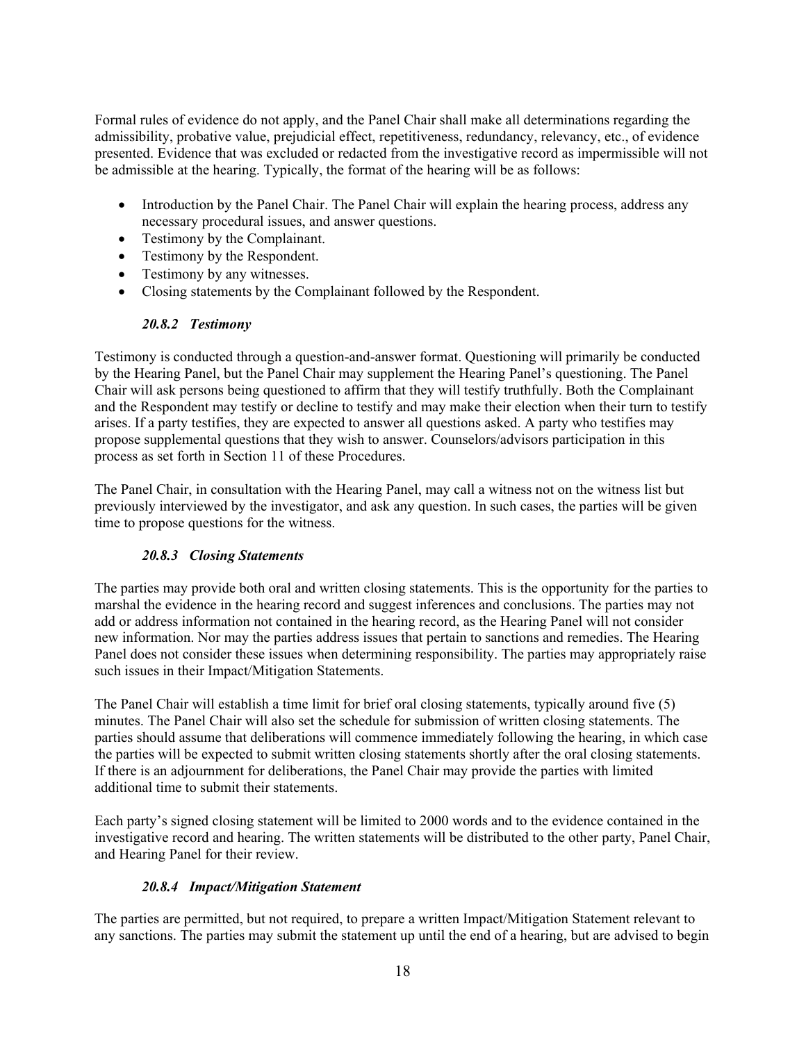Formal rules of evidence do not apply, and the Panel Chair shall make all determinations regarding the admissibility, probative value, prejudicial effect, repetitiveness, redundancy, relevancy, etc., of evidence presented. Evidence that was excluded or redacted from the investigative record as impermissible will not be admissible at the hearing. Typically, the format of the hearing will be as follows:

- Introduction by the Panel Chair. The Panel Chair will explain the hearing process, address any necessary procedural issues, and answer questions.
- Testimony by the Complainant.
- Testimony by the Respondent.
- Testimony by any witnesses.
- Closing statements by the Complainant followed by the Respondent.

#### *20.8.2 Testimony*

Testimony is conducted through a question-and-answer format. Questioning will primarily be conducted by the Hearing Panel, but the Panel Chair may supplement the Hearing Panel's questioning. The Panel Chair will ask persons being questioned to affirm that they will testify truthfully. Both the Complainant and the Respondent may testify or decline to testify and may make their election when their turn to testify arises. If a party testifies, they are expected to answer all questions asked. A party who testifies may propose supplemental questions that they wish to answer. Counselors/advisors participation in this process as set forth in Section 11 of these Procedures.

The Panel Chair, in consultation with the Hearing Panel, may call a witness not on the witness list but previously interviewed by the investigator, and ask any question. In such cases, the parties will be given time to propose questions for the witness.

#### *20.8.3 Closing Statements*

The parties may provide both oral and written closing statements. This is the opportunity for the parties to marshal the evidence in the hearing record and suggest inferences and conclusions. The parties may not add or address information not contained in the hearing record, as the Hearing Panel will not consider new information. Nor may the parties address issues that pertain to sanctions and remedies. The Hearing Panel does not consider these issues when determining responsibility. The parties may appropriately raise such issues in their Impact/Mitigation Statements.

The Panel Chair will establish a time limit for brief oral closing statements, typically around five (5) minutes. The Panel Chair will also set the schedule for submission of written closing statements. The parties should assume that deliberations will commence immediately following the hearing, in which case the parties will be expected to submit written closing statements shortly after the oral closing statements. If there is an adjournment for deliberations, the Panel Chair may provide the parties with limited additional time to submit their statements.

Each party's signed closing statement will be limited to 2000 words and to the evidence contained in the investigative record and hearing. The written statements will be distributed to the other party, Panel Chair, and Hearing Panel for their review.

#### *20.8.4 Impact/Mitigation Statement*

The parties are permitted, but not required, to prepare a written Impact/Mitigation Statement relevant to any sanctions. The parties may submit the statement up until the end of a hearing, but are advised to begin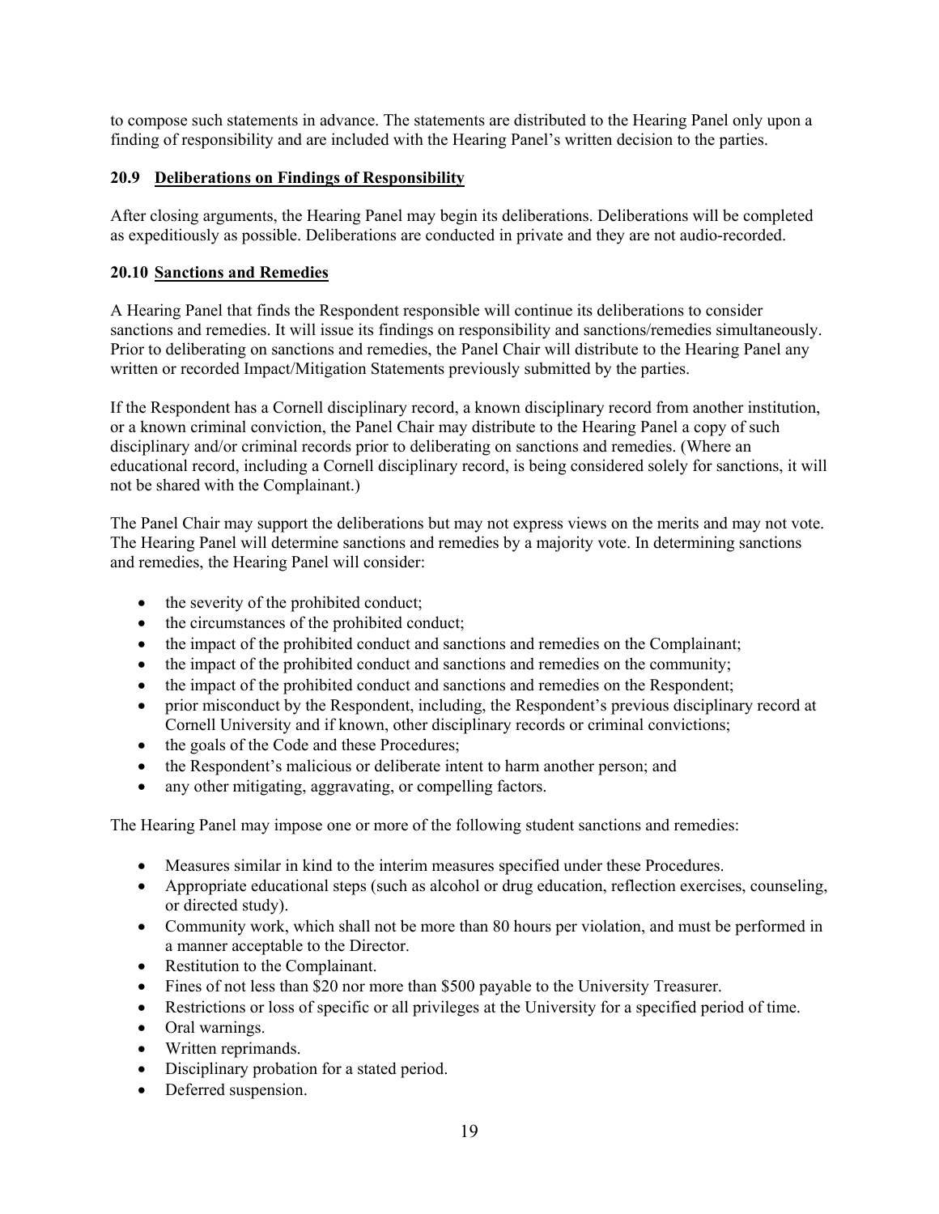to compose such statements in advance. The statements are distributed to the Hearing Panel only upon a finding of responsibility and are included with the Hearing Panel's written decision to the parties.

### 20.9 Deliberations on Findings of Responsibility

After closing arguments, the Hearing Panel may begin its deliberations. Deliberations will be completed as expeditiously as possible. Deliberations are conducted in private and they are not audio-recorded.

### 20.10 Sanctions and Remedies

A Hearing Panel that finds the Respondent responsible will continue its deliberations to consider sanctions and remedies. It will issue its findings on responsibility and sanctions/remedies simultaneously. Prior to deliberating on sanctions and remedies, the Panel Chair will distribute to the Hearing Panel any written or recorded Impact/Mitigation Statements previously submitted by the parties.

If the Respondent has a Cornell disciplinary record, a known disciplinary record from another institution, or a known criminal conviction, the Panel Chair may distribute to the Hearing Panel a copy of such disciplinary and/or criminal records prior to deliberating on sanctions and remedies. (Where an educational record, including a Cornell disciplinary record, is being considered solely for sanctions, it will not be shared with the Complainant.)

The Panel Chair may support the deliberations but may not express views on the merits and may not vote. The Hearing Panel will determine sanctions and remedies by a majority vote. In determining sanctions and remedies, the Hearing Panel will consider:

- the severity of the prohibited conduct;
- the circumstances of the prohibited conduct;
- the impact of the prohibited conduct and sanctions and remedies on the Complainant;
- the impact of the prohibited conduct and sanctions and remedies on the community;
- the impact of the prohibited conduct and sanctions and remedies on the Respondent;
- prior misconduct by the Respondent, including, the Respondent's previous disciplinary record at Cornell University and if known, other disciplinary records or criminal convictions;
- the goals of the Code and these Procedures;
- the Respondent's malicious or deliberate intent to harm another person; and
- any other mitigating, aggravating, or compelling factors.

The Hearing Panel may impose one or more of the following student sanctions and remedies:

- Measures similar in kind to the interim measures specified under these Procedures.
- Appropriate educational steps (such as alcohol or drug education, reflection exercises, counseling, or directed study).
- Community work, which shall not be more than 80 hours per violation, and must be performed in a manner acceptable to the Director.
- Restitution to the Complainant.
- Fines of not less than $20 nor more than $500 payable to the University Treasurer.
- Restrictions or loss of specific or all privileges at the University for a specified period of time.
- Oral warnings.
- Written reprimands.
- Disciplinary probation for a stated period.
- Deferred suspension.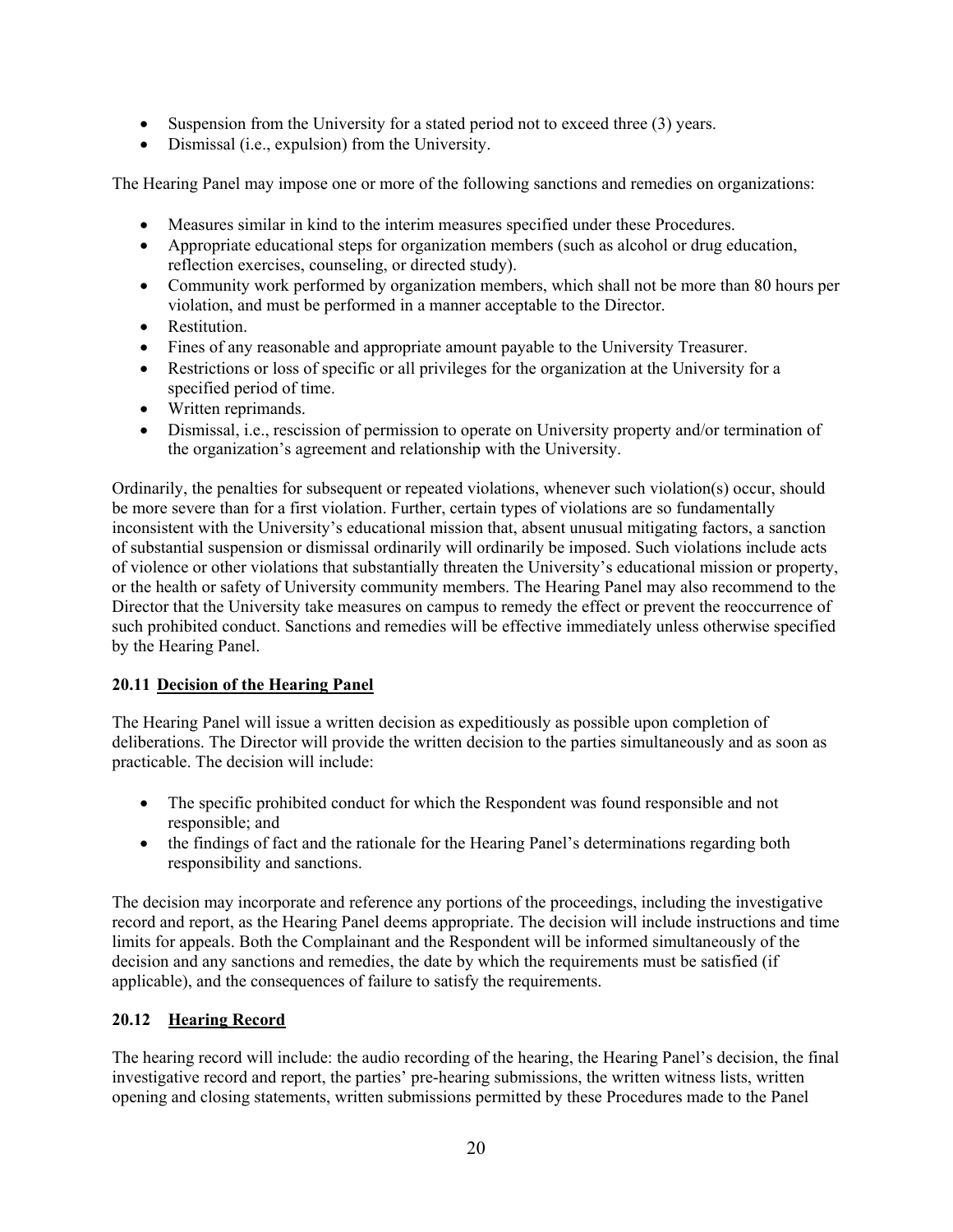- Suspension from the University for a stated period not to exceed three (3) years.
- Dismissal (i.e., expulsion) from the University.

The Hearing Panel may impose one or more of the following sanctions and remedies on organizations:

- Measures similar in kind to the interim measures specified under these Procedures.
- Appropriate educational steps for organization members (such as alcohol or drug education, reflection exercises, counseling, or directed study).
- Community work performed by organization members, which shall not be more than 80 hours per violation, and must be performed in a manner acceptable to the Director.
- Restitution.
- Fines of any reasonable and appropriate amount payable to the University Treasurer.
- Restrictions or loss of specific or all privileges for the organization at the University for a specified period of time.
- Written reprimands.
- Dismissal, i.e., rescission of permission to operate on University property and/or termination of the organization's agreement and relationship with the University.

Ordinarily, the penalties for subsequent or repeated violations, whenever such violation(s) occur, should be more severe than for a first violation. Further, certain types of violations are so fundamentally inconsistent with the University's educational mission that, absent unusual mitigating factors, a sanction of substantial suspension or dismissal ordinarily will ordinarily be imposed. Such violations include acts of violence or other violations that substantially threaten the University's educational mission or property, or the health or safety of University community members. The Hearing Panel may also recommend to the Director that the University take measures on campus to remedy the effect or prevent the reoccurrence of such prohibited conduct. Sanctions and remedies will be effective immediately unless otherwise specified by the Hearing Panel.

### 20.11 Decision of the Hearing Panel

The Hearing Panel will issue a written decision as expeditiously as possible upon completion of deliberations. The Director will provide the written decision to the parties simultaneously and as soon as practicable. The decision will include:

- The specific prohibited conduct for which the Respondent was found responsible and not responsible; and
- the findings of fact and the rationale for the Hearing Panel's determinations regarding both responsibility and sanctions.

The decision may incorporate and reference any portions of the proceedings, including the investigative record and report, as the Hearing Panel deems appropriate. The decision will include instructions and time limits for appeals. Both the Complainant and the Respondent will be informed simultaneously of the decision and any sanctions and remedies, the date by which the requirements must be satisfied (if applicable), and the consequences of failure to satisfy the requirements.

### 20.12 Hearing Record

The hearing record will include: the audio recording of the hearing, the Hearing Panel's decision, the final investigative record and report, the parties' pre-hearing submissions, the written witness lists, written opening and closing statements, written submissions permitted by these Procedures made to the Panel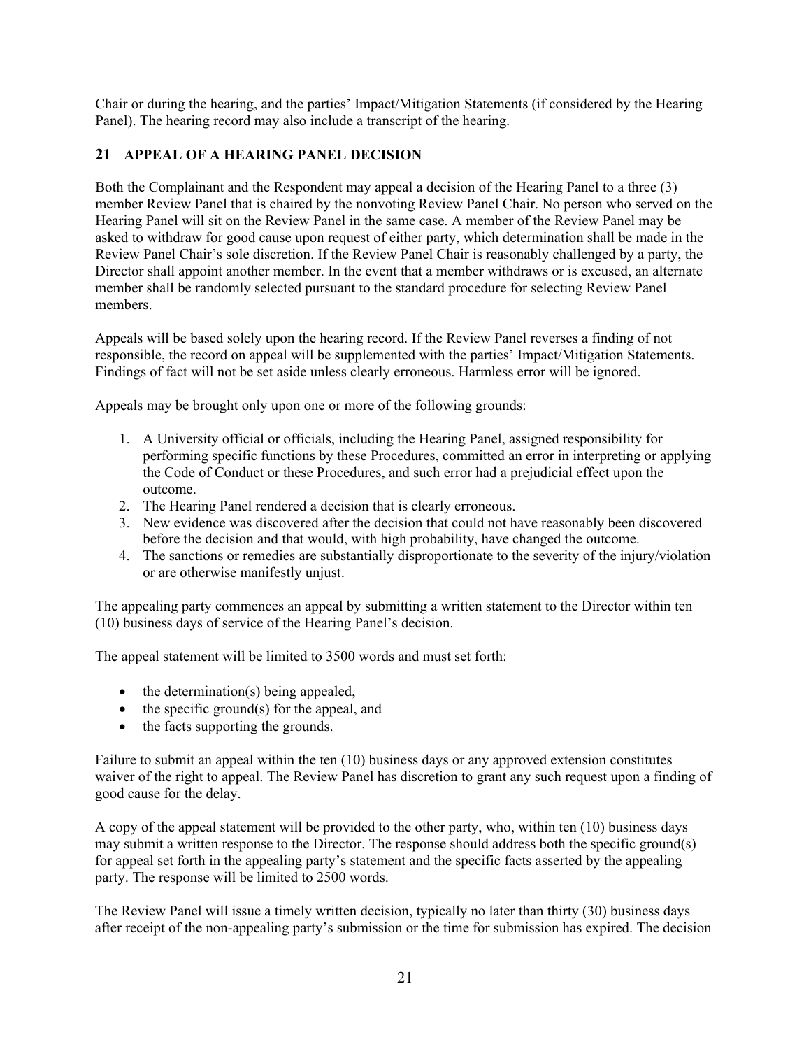Chair or during the hearing, and the parties' Impact/Mitigation Statements (if considered by the Hearing Panel). The hearing record may also include a transcript of the hearing.

## 21 APPEAL OF A HEARING PANEL DECISION

Both the Complainant and the Respondent may appeal a decision of the Hearing Panel to a three (3) member Review Panel that is chaired by the nonvoting Review Panel Chair. No person who served on the Hearing Panel will sit on the Review Panel in the same case. A member of the Review Panel may be asked to withdraw for good cause upon request of either party, which determination shall be made in the Review Panel Chair's sole discretion. If the Review Panel Chair is reasonably challenged by a party, the Director shall appoint another member. In the event that a member withdraws or is excused, an alternate member shall be randomly selected pursuant to the standard procedure for selecting Review Panel members.

Appeals will be based solely upon the hearing record. If the Review Panel reverses a finding of not responsible, the record on appeal will be supplemented with the parties' Impact/Mitigation Statements. Findings of fact will not be set aside unless clearly erroneous. Harmless error will be ignored.

Appeals may be brought only upon one or more of the following grounds:

1. A University official or officials, including the Hearing Panel, assigned responsibility for performing specific functions by these Procedures, committed an error in interpreting or applying the Code of Conduct or these Procedures, and such error had a prejudicial effect upon the outcome.
2. The Hearing Panel rendered a decision that is clearly erroneous.
3. New evidence was discovered after the decision that could not have reasonably been discovered before the decision and that would, with high probability, have changed the outcome.
4. The sanctions or remedies are substantially disproportionate to the severity of the injury/violation or are otherwise manifestly unjust.

The appealing party commences an appeal by submitting a written statement to the Director within ten (10) business days of service of the Hearing Panel's decision.

The appeal statement will be limited to 3500 words and must set forth:

- the determination(s) being appealed,
- the specific ground(s) for the appeal, and
- the facts supporting the grounds.

Failure to submit an appeal within the ten (10) business days or any approved extension constitutes waiver of the right to appeal. The Review Panel has discretion to grant any such request upon a finding of good cause for the delay.

A copy of the appeal statement will be provided to the other party, who, within ten (10) business days may submit a written response to the Director. The response should address both the specific ground(s) for appeal set forth in the appealing party's statement and the specific facts asserted by the appealing party. The response will be limited to 2500 words.

The Review Panel will issue a timely written decision, typically no later than thirty (30) business days after receipt of the non-appealing party's submission or the time for submission has expired. The decision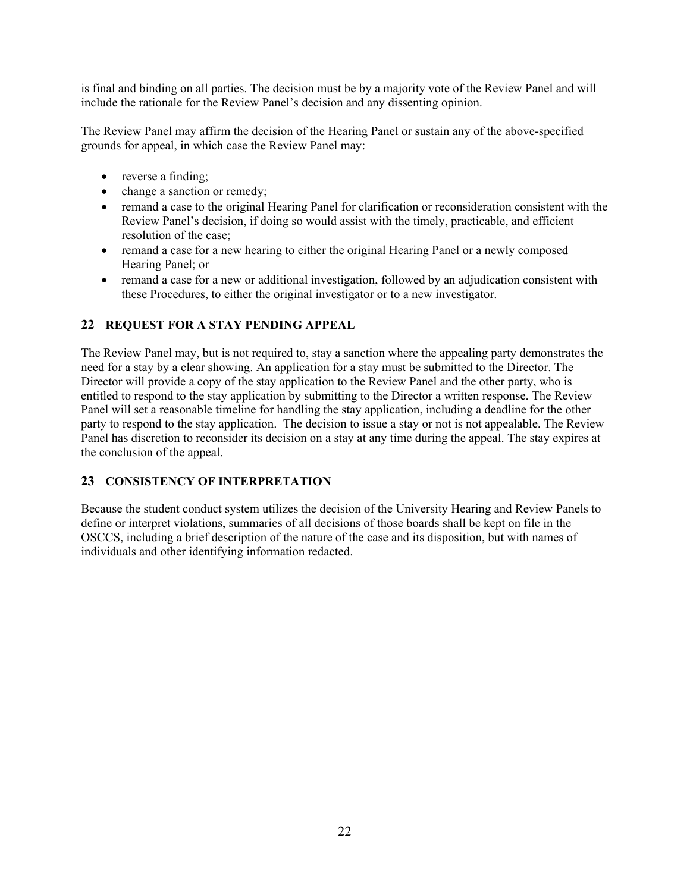is final and binding on all parties. The decision must be by a majority vote of the Review Panel and will include the rationale for the Review Panel's decision and any dissenting opinion.

The Review Panel may affirm the decision of the Hearing Panel or sustain any of the above-specified grounds for appeal, in which case the Review Panel may:

- reverse a finding;
- change a sanction or remedy;
- remand a case to the original Hearing Panel for clarification or reconsideration consistent with the Review Panel's decision, if doing so would assist with the timely, practicable, and efficient resolution of the case;
- remand a case for a new hearing to either the original Hearing Panel or a newly composed Hearing Panel; or
- remand a case for a new or additional investigation, followed by an adjudication consistent with these Procedures, to either the original investigator or to a new investigator.

## 22 REQUEST FOR A STAY PENDING APPEAL

The Review Panel may, but is not required to, stay a sanction where the appealing party demonstrates the need for a stay by a clear showing. An application for a stay must be submitted to the Director. The Director will provide a copy of the stay application to the Review Panel and the other party, who is entitled to respond to the stay application by submitting to the Director a written response. The Review Panel will set a reasonable timeline for handling the stay application, including a deadline for the other party to respond to the stay application. The decision to issue a stay or not is not appealable. The Review Panel has discretion to reconsider its decision on a stay at any time during the appeal. The stay expires at the conclusion of the appeal.

## 23 CONSISTENCY OF INTERPRETATION

Because the student conduct system utilizes the decision of the University Hearing and Review Panels to define or interpret violations, summaries of all decisions of those boards shall be kept on file in the OSCCS, including a brief description of the nature of the case and its disposition, but with names of individuals and other identifying information redacted.